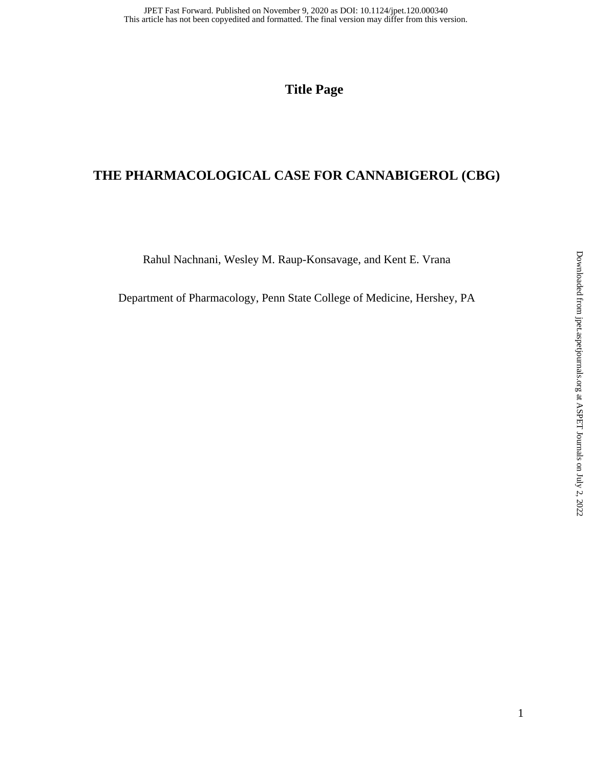**Title Page**

# THE PHARMACOLOGICAL CASE FOR CANNABIGEROL (CBG)

Rahul Nachnani, Wesley M. Raup-Konsavage, and Kent E. Vrana

Department of Pharmacology, Penn State College of Medicine, Hershey, PA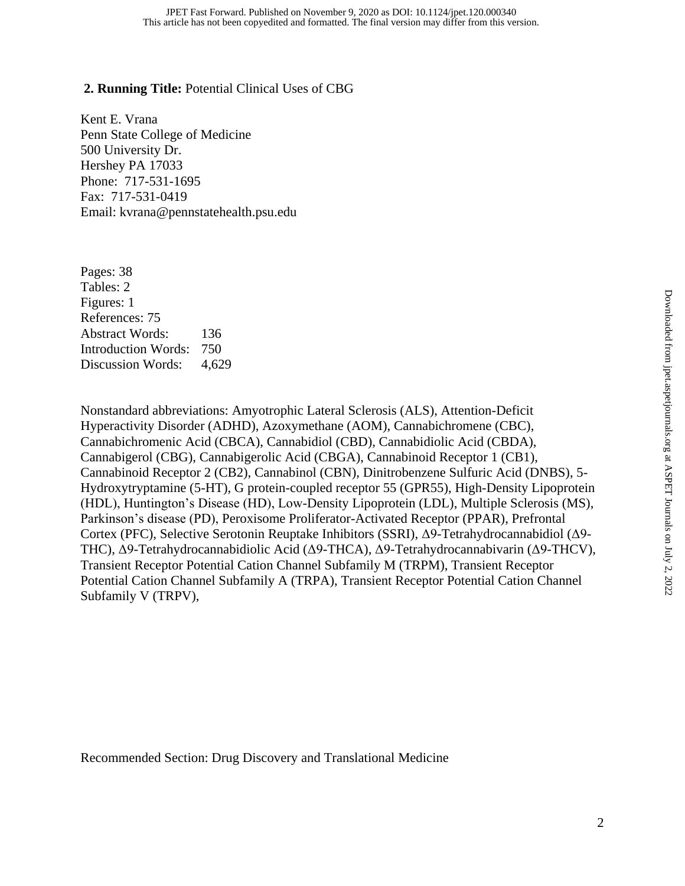**2. Running Title:** Potential Clinical Uses of CBG

Kent E. Vrana
Penn State College of Medicine
500 University Dr.
Hershey PA 17033
Phone: 717-531-1695
Fax: 717-531-0419
Email: kvrana@pennstatehealth.psu.edu

Pages: 38
Tables: 2
Figures: 1
References: 75
Abstract Words: 136
Introduction Words: 750
Discussion Words: 4,629

Nonstandard abbreviations: Amyotrophic Lateral Sclerosis (ALS), Attention-Deficit Hyperactivity Disorder (ADHD), Azoxymethane (AOM), Cannabichromene (CBC), Cannabichromenic Acid (CBCA), Cannabidiol (CBD), Cannabidiolic Acid (CBDA), Cannabigerol (CBG), Cannabigerolic Acid (CBGA), Cannabinoid Receptor 1 (CB1), Cannabinoid Receptor 2 (CB2), Cannabinol (CBN), Dinitrobenzene Sulfuric Acid (DNBS), 5-Hydroxytryptamine (5-HT), G protein-coupled receptor 55 (GPR55), High-Density Lipoprotein (HDL), Huntington's Disease (HD), Low-Density Lipoprotein (LDL), Multiple Sclerosis (MS), Parkinson's disease (PD), Peroxisome Proliferator-Activated Receptor (PPAR), Prefrontal Cortex (PFC), Selective Serotonin Reuptake Inhibitors (SSRI), Δ9-Tetrahydrocannabidiol (Δ9-THC), Δ9-Tetrahydrocannabidiolic Acid (Δ9-THCA), Δ9-Tetrahydrocannabivarin (Δ9-THCV), Transient Receptor Potential Cation Channel Subfamily M (TRPM), Transient Receptor Potential Cation Channel Subfamily A (TRPA), Transient Receptor Potential Cation Channel Subfamily V (TRPV),

Recommended Section: Drug Discovery and Translational Medicine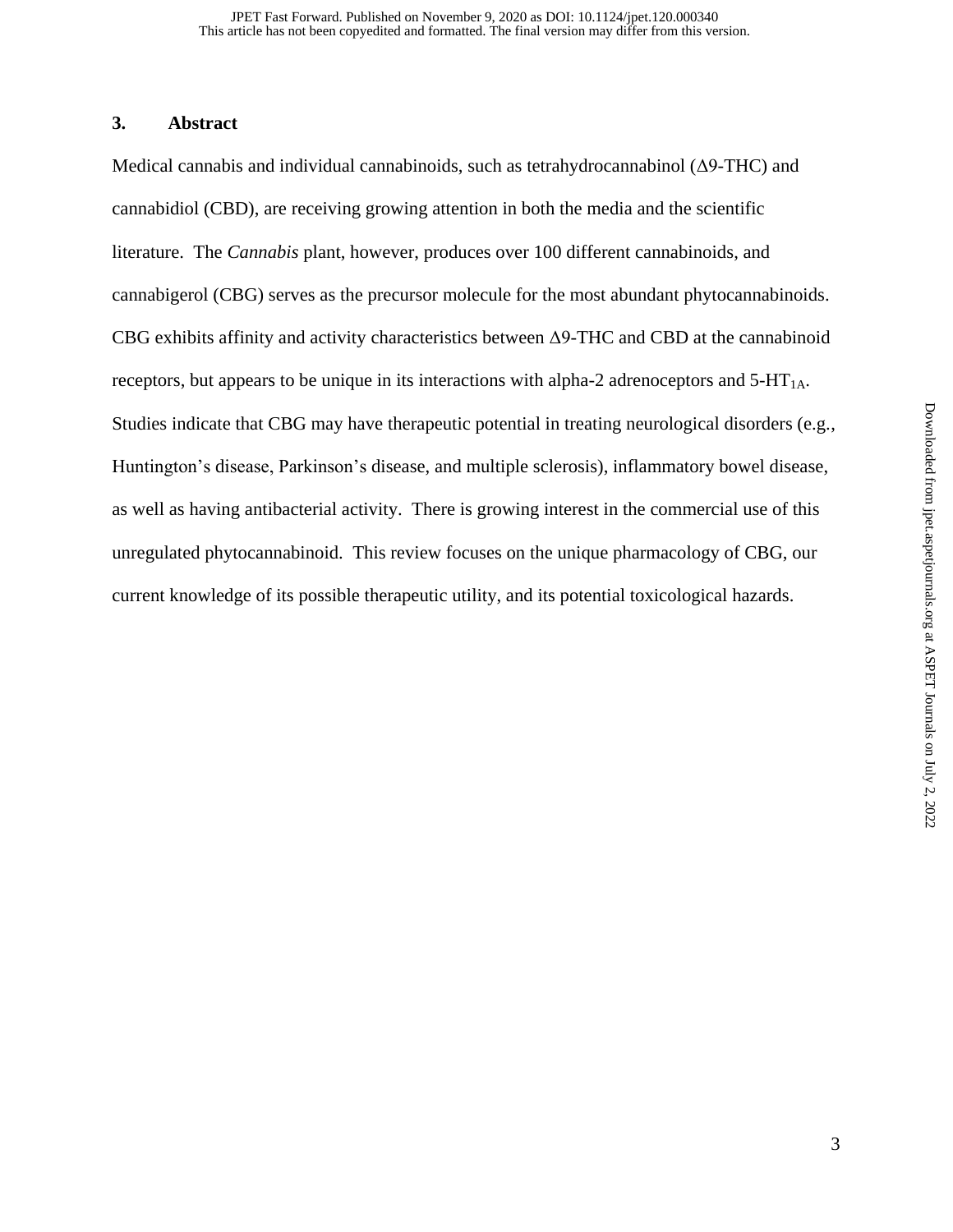## 3. Abstract

Medical cannabis and individual cannabinoids, such as tetrahydrocannabinol (Δ9-THC) and cannabidiol (CBD), are receiving growing attention in both the media and the scientific literature. The *Cannabis* plant, however, produces over 100 different cannabinoids, and cannabigerol (CBG) serves as the precursor molecule for the most abundant phytocannabinoids. CBG exhibits affinity and activity characteristics between Δ9-THC and CBD at the cannabinoid receptors, but appears to be unique in its interactions with alpha-2 adrenoceptors and 5-$HT_{1A}$. Studies indicate that CBG may have therapeutic potential in treating neurological disorders (e.g., Huntington's disease, Parkinson's disease, and multiple sclerosis), inflammatory bowel disease, as well as having antibacterial activity. There is growing interest in the commercial use of this unregulated phytocannabinoid. This review focuses on the unique pharmacology of CBG, our current knowledge of its possible therapeutic utility, and its potential toxicological hazards.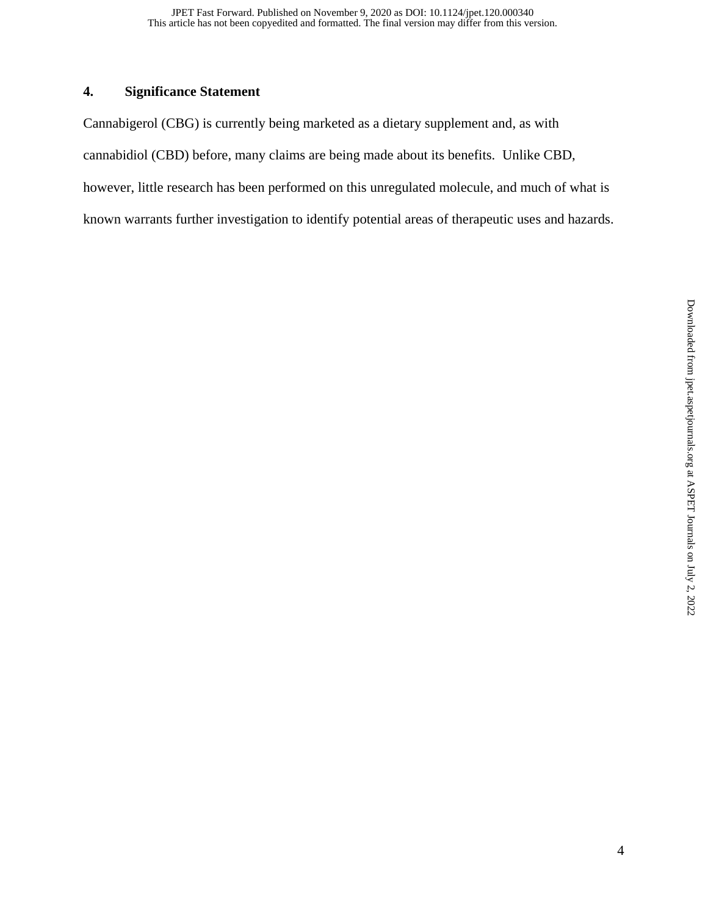## 4. Significance Statement

Cannabigerol (CBG) is currently being marketed as a dietary supplement and, as with cannabidiol (CBD) before, many claims are being made about its benefits. Unlike CBD, however, little research has been performed on this unregulated molecule, and much of what is known warrants further investigation to identify potential areas of therapeutic uses and hazards.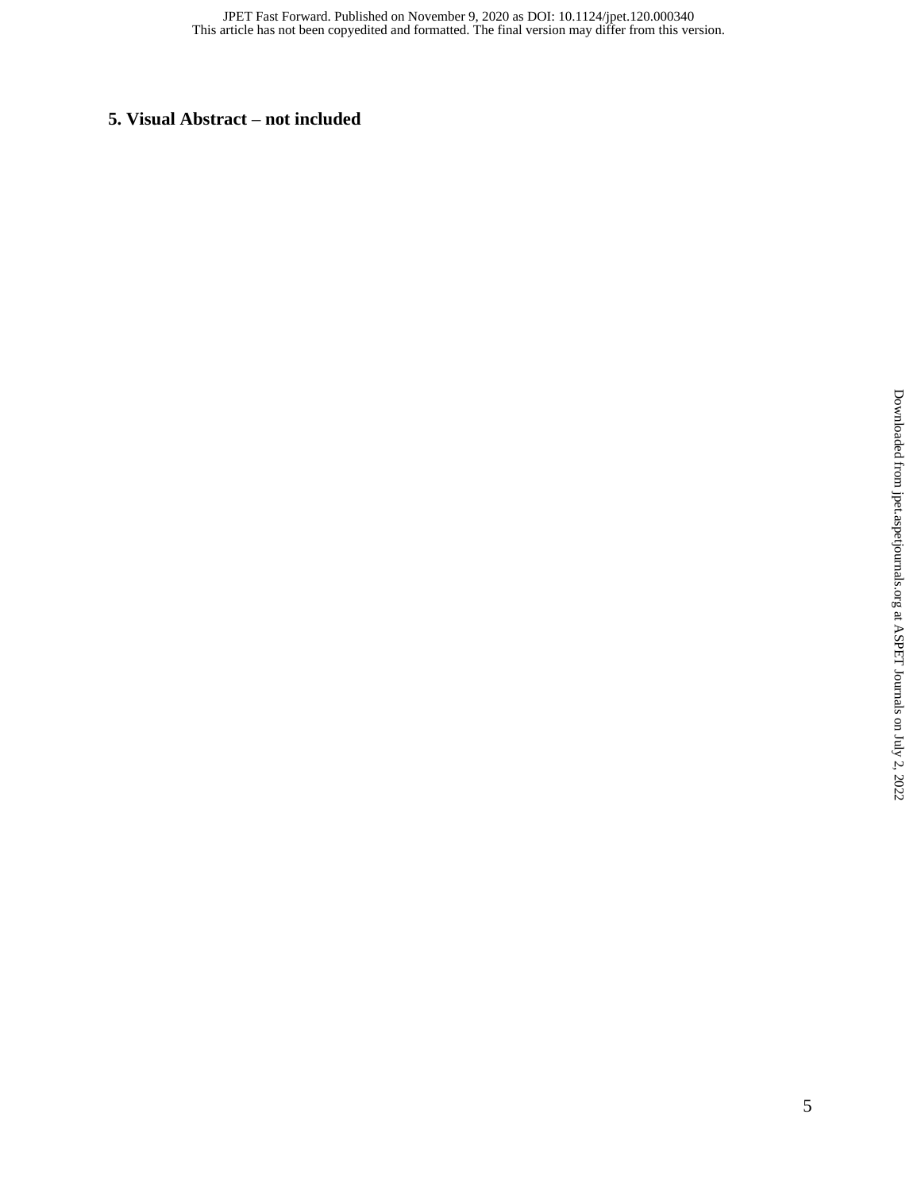## 5. Visual Abstract – not included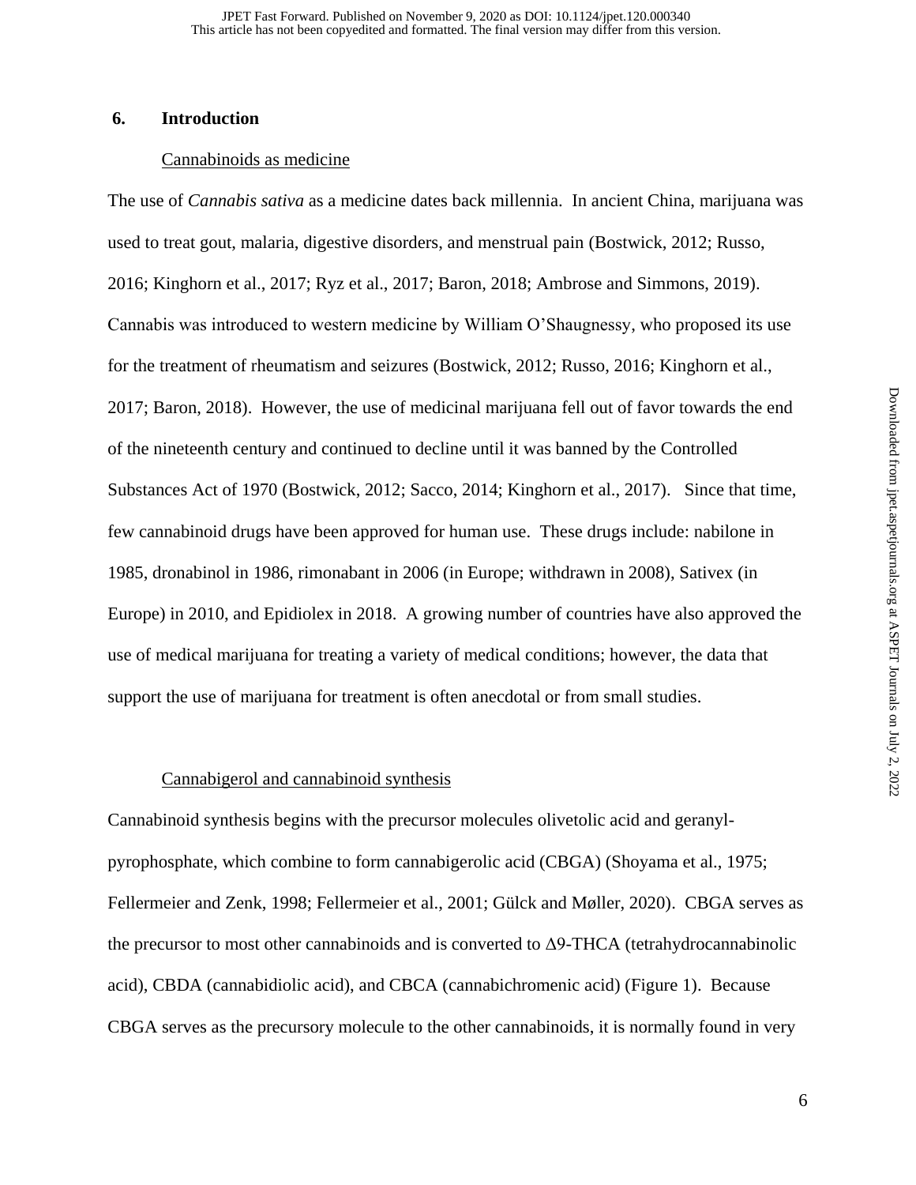## 6. Introduction

### Cannabinoids as medicine

The use of *Cannabis sativa* as a medicine dates back millennia. In ancient China, marijuana was used to treat gout, malaria, digestive disorders, and menstrual pain (Bostwick, 2012; Russo, 2016; Kinghorn et al., 2017; Ryz et al., 2017; Baron, 2018; Ambrose and Simmons, 2019). Cannabis was introduced to western medicine by William O'Shaugnessy, who proposed its use for the treatment of rheumatism and seizures (Bostwick, 2012; Russo, 2016; Kinghorn et al., 2017; Baron, 2018). However, the use of medicinal marijuana fell out of favor towards the end of the nineteenth century and continued to decline until it was banned by the Controlled Substances Act of 1970 (Bostwick, 2012; Sacco, 2014; Kinghorn et al., 2017). Since that time, few cannabinoid drugs have been approved for human use. These drugs include: nabilone in 1985, dronabinol in 1986, rimonabant in 2006 (in Europe; withdrawn in 2008), Sativex (in Europe) in 2010, and Epidiolex in 2018. A growing number of countries have also approved the use of medical marijuana for treating a variety of medical conditions; however, the data that support the use of marijuana for treatment is often anecdotal or from small studies.

### Cannabigerol and cannabinoid synthesis

Cannabinoid synthesis begins with the precursor molecules olivetolic acid and geranyl-pyrophosphate, which combine to form cannabigerolic acid (CBGA) (Shoyama et al., 1975; Fellermeier and Zenk, 1998; Fellermeier et al., 2001; Gülck and Møller, 2020). CBGA serves as the precursor to most other cannabinoids and is converted to Δ9-THCA (tetrahydrocannabinolic acid), CBDA (cannabidiolic acid), and CBCA (cannabichromenic acid) (Figure 1). Because CBGA serves as the precursory molecule to the other cannabinoids, it is normally found in very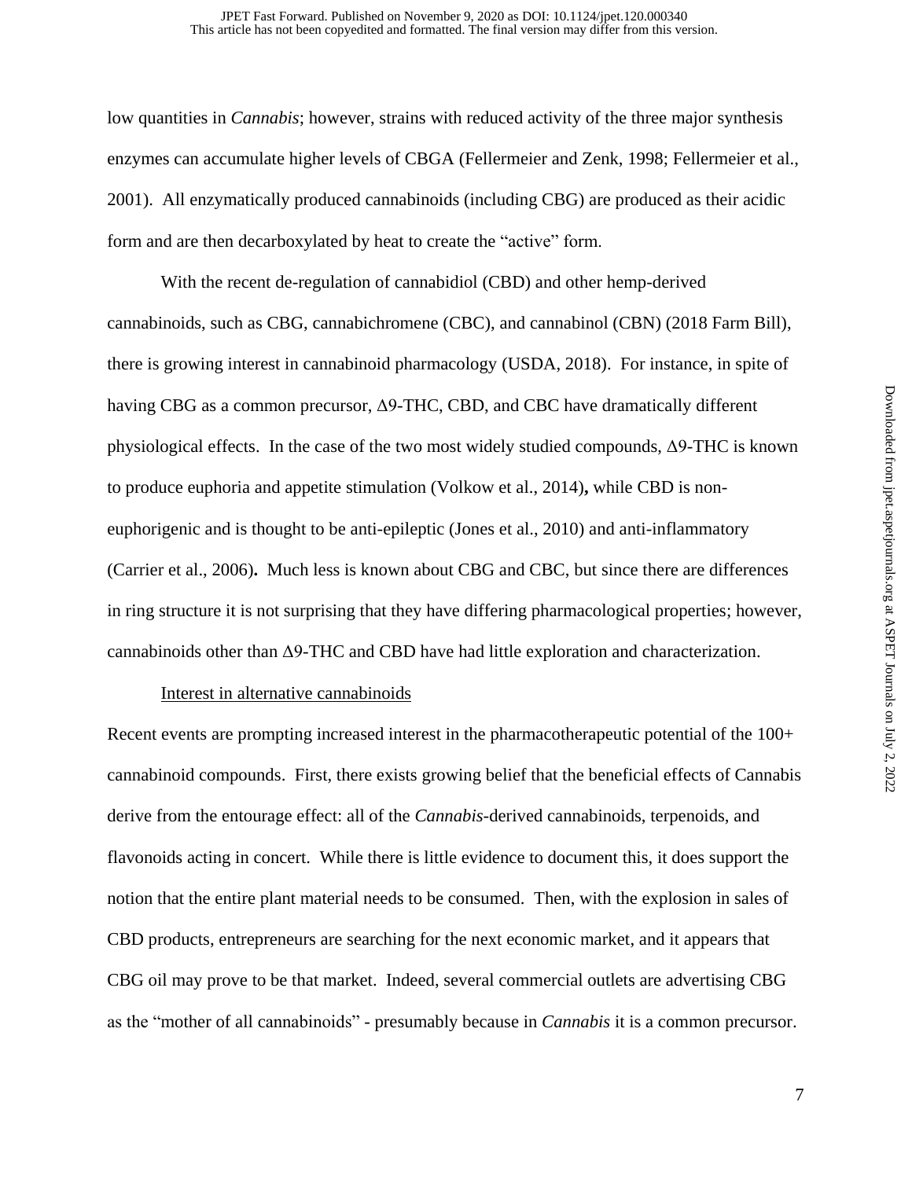low quantities in *Cannabis*; however, strains with reduced activity of the three major synthesis enzymes can accumulate higher levels of CBGA (Fellermeier and Zenk, 1998; Fellermeier et al., 2001). All enzymatically produced cannabinoids (including CBG) are produced as their acidic form and are then decarboxylated by heat to create the "active" form.

With the recent de-regulation of cannabidiol (CBD) and other hemp-derived cannabinoids, such as CBG, cannabichromene (CBC), and cannabinol (CBN) (2018 Farm Bill), there is growing interest in cannabinoid pharmacology (USDA, 2018). For instance, in spite of having CBG as a common precursor, Δ9-THC, CBD, and CBC have dramatically different physiological effects. In the case of the two most widely studied compounds, Δ9-THC is known to produce euphoria and appetite stimulation (Volkow et al., 2014), while CBD is non-euphorigenic and is thought to be anti-epileptic (Jones et al., 2010) and anti-inflammatory (Carrier et al., 2006). Much less is known about CBG and CBC, but since there are differences in ring structure it is not surprising that they have differing pharmacological properties; however, cannabinoids other than Δ9-THC and CBD have had little exploration and characterization.

Interest in alternative cannabinoids

Recent events are prompting increased interest in the pharmacotherapeutic potential of the 100+ cannabinoid compounds. First, there exists growing belief that the beneficial effects of Cannabis derive from the entourage effect: all of the *Cannabis*-derived cannabinoids, terpenoids, and flavonoids acting in concert. While there is little evidence to document this, it does support the notion that the entire plant material needs to be consumed. Then, with the explosion in sales of CBD products, entrepreneurs are searching for the next economic market, and it appears that CBG oil may prove to be that market. Indeed, several commercial outlets are advertising CBG as the "mother of all cannabinoids" - presumably because in *Cannabis* it is a common precursor.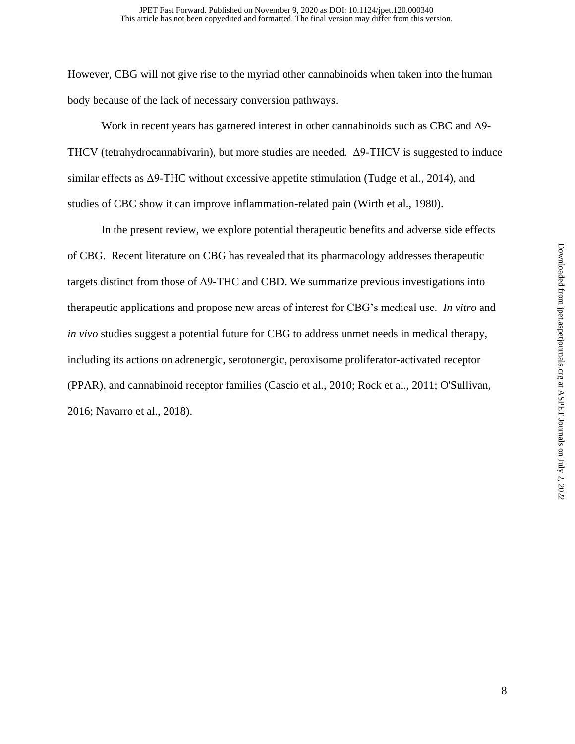However, CBG will not give rise to the myriad other cannabinoids when taken into the human body because of the lack of necessary conversion pathways.

Work in recent years has garnered interest in other cannabinoids such as CBC and Δ9-THCV (tetrahydrocannabivarin), but more studies are needed. Δ9-THCV is suggested to induce similar effects as Δ9-THC without excessive appetite stimulation (Tudge et al., 2014), and studies of CBC show it can improve inflammation-related pain (Wirth et al., 1980).

In the present review, we explore potential therapeutic benefits and adverse side effects of CBG. Recent literature on CBG has revealed that its pharmacology addresses therapeutic targets distinct from those of Δ9-THC and CBD. We summarize previous investigations into therapeutic applications and propose new areas of interest for CBG's medical use. *In vitro* and *in vivo* studies suggest a potential future for CBG to address unmet needs in medical therapy, including its actions on adrenergic, serotonergic, peroxisome proliferator-activated receptor (PPAR), and cannabinoid receptor families (Cascio et al., 2010; Rock et al., 2011; O'Sullivan, 2016; Navarro et al., 2018).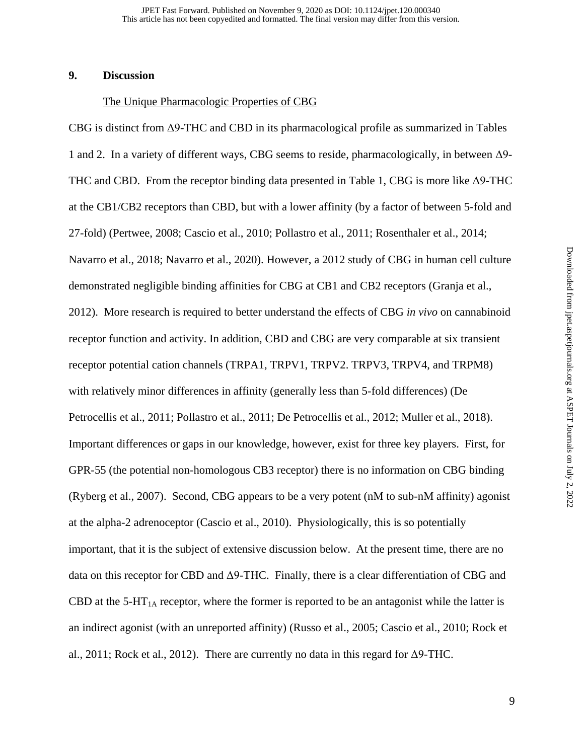## 9. Discussion

### The Unique Pharmacologic Properties of CBG

CBG is distinct from Δ9-THC and CBD in its pharmacological profile as summarized in Tables 1 and 2. In a variety of different ways, CBG seems to reside, pharmacologically, in between Δ9-THC and CBD. From the receptor binding data presented in Table 1, CBG is more like Δ9-THC at the CB1/CB2 receptors than CBD, but with a lower affinity (by a factor of between 5-fold and 27-fold) (Pertwee, 2008; Cascio et al., 2010; Pollastro et al., 2011; Rosenthaler et al., 2014; Navarro et al., 2018; Navarro et al., 2020). However, a 2012 study of CBG in human cell culture demonstrated negligible binding affinities for CBG at CB1 and CB2 receptors (Granja et al., 2012). More research is required to better understand the effects of CBG *in vivo* on cannabinoid receptor function and activity. In addition, CBD and CBG are very comparable at six transient receptor potential cation channels (TRPA1, TRPV1, TRPV2. TRPV3, TRPV4, and TRPM8) with relatively minor differences in affinity (generally less than 5-fold differences) (De Petrocellis et al., 2011; Pollastro et al., 2011; De Petrocellis et al., 2012; Muller et al., 2018). Important differences or gaps in our knowledge, however, exist for three key players. First, for GPR-55 (the potential non-homologous CB3 receptor) there is no information on CBG binding (Ryberg et al., 2007). Second, CBG appears to be a very potent (nM to sub-nM affinity) agonist at the alpha-2 adrenoceptor (Cascio et al., 2010). Physiologically, this is so potentially important, that it is the subject of extensive discussion below. At the present time, there are no data on this receptor for CBD and Δ9-THC. Finally, there is a clear differentiation of CBG and CBD at the $5\text{-HT}_{1A}$ receptor, where the former is reported to be an antagonist while the latter is an indirect agonist (with an unreported affinity) (Russo et al., 2005; Cascio et al., 2010; Rock et al., 2011; Rock et al., 2012). There are currently no data in this regard for Δ9-THC.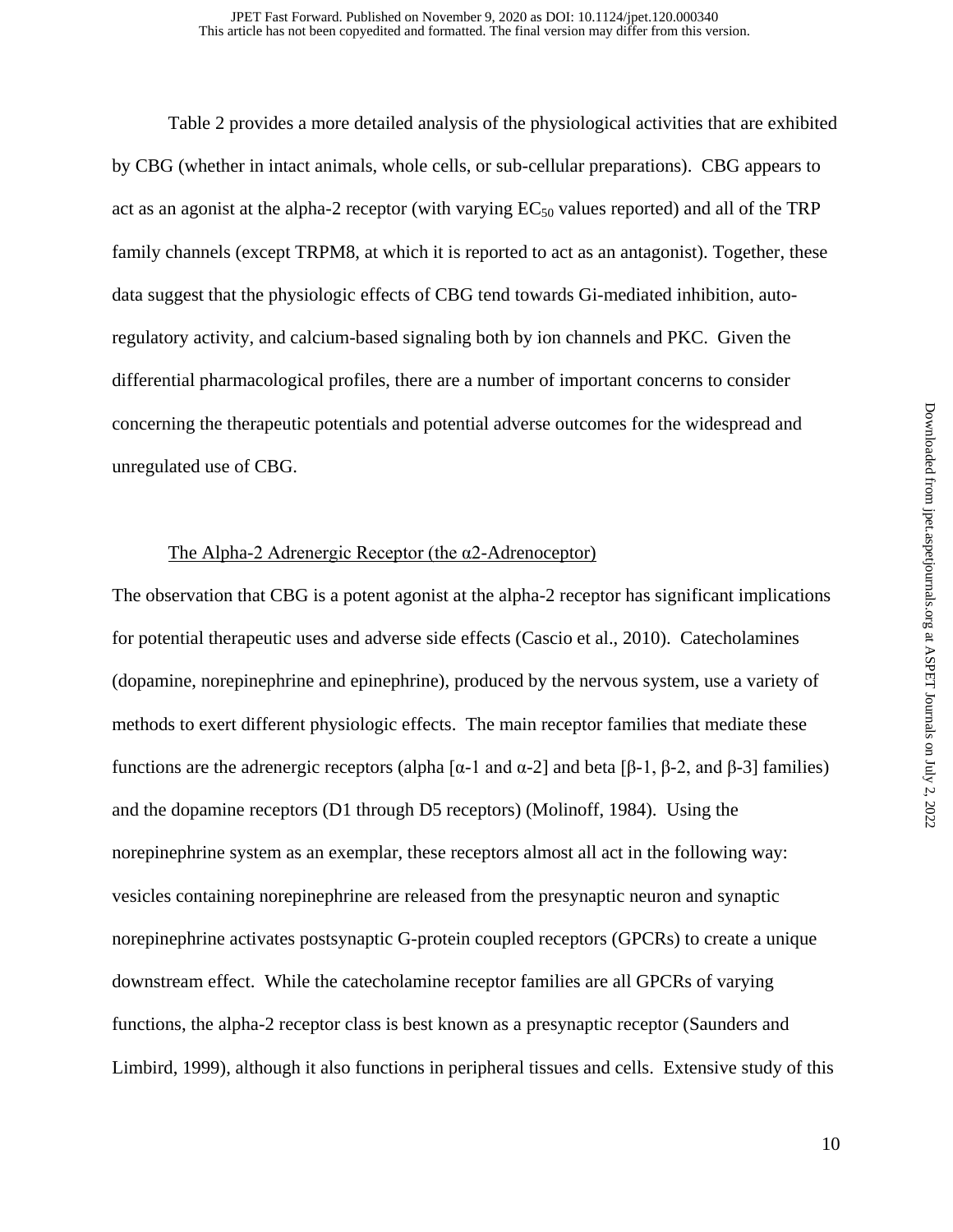Table 2 provides a more detailed analysis of the physiological activities that are exhibited by CBG (whether in intact animals, whole cells, or sub-cellular preparations). CBG appears to act as an agonist at the alpha-2 receptor (with varying $EC_{50}$ values reported) and all of the TRP family channels (except TRPM8, at which it is reported to act as an antagonist). Together, these data suggest that the physiologic effects of CBG tend towards Gi-mediated inhibition, auto-regulatory activity, and calcium-based signaling both by ion channels and PKC. Given the differential pharmacological profiles, there are a number of important concerns to consider concerning the therapeutic potentials and potential adverse outcomes for the widespread and unregulated use of CBG.

## The Alpha-2 Adrenergic Receptor (the α2-Adrenoceptor)

The observation that CBG is a potent agonist at the alpha-2 receptor has significant implications for potential therapeutic uses and adverse side effects (Cascio et al., 2010). Catecholamines (dopamine, norepinephrine and epinephrine), produced by the nervous system, use a variety of methods to exert different physiologic effects. The main receptor families that mediate these functions are the adrenergic receptors (alpha [α-1 and α-2] and beta [β-1, β-2, and β-3] families) and the dopamine receptors (D1 through D5 receptors) (Molinoff, 1984). Using the norepinephrine system as an exemplar, these receptors almost all act in the following way: vesicles containing norepinephrine are released from the presynaptic neuron and synaptic norepinephrine activates postsynaptic G-protein coupled receptors (GPCRs) to create a unique downstream effect. While the catecholamine receptor families are all GPCRs of varying functions, the alpha-2 receptor class is best known as a presynaptic receptor (Saunders and Limbird, 1999), although it also functions in peripheral tissues and cells. Extensive study of this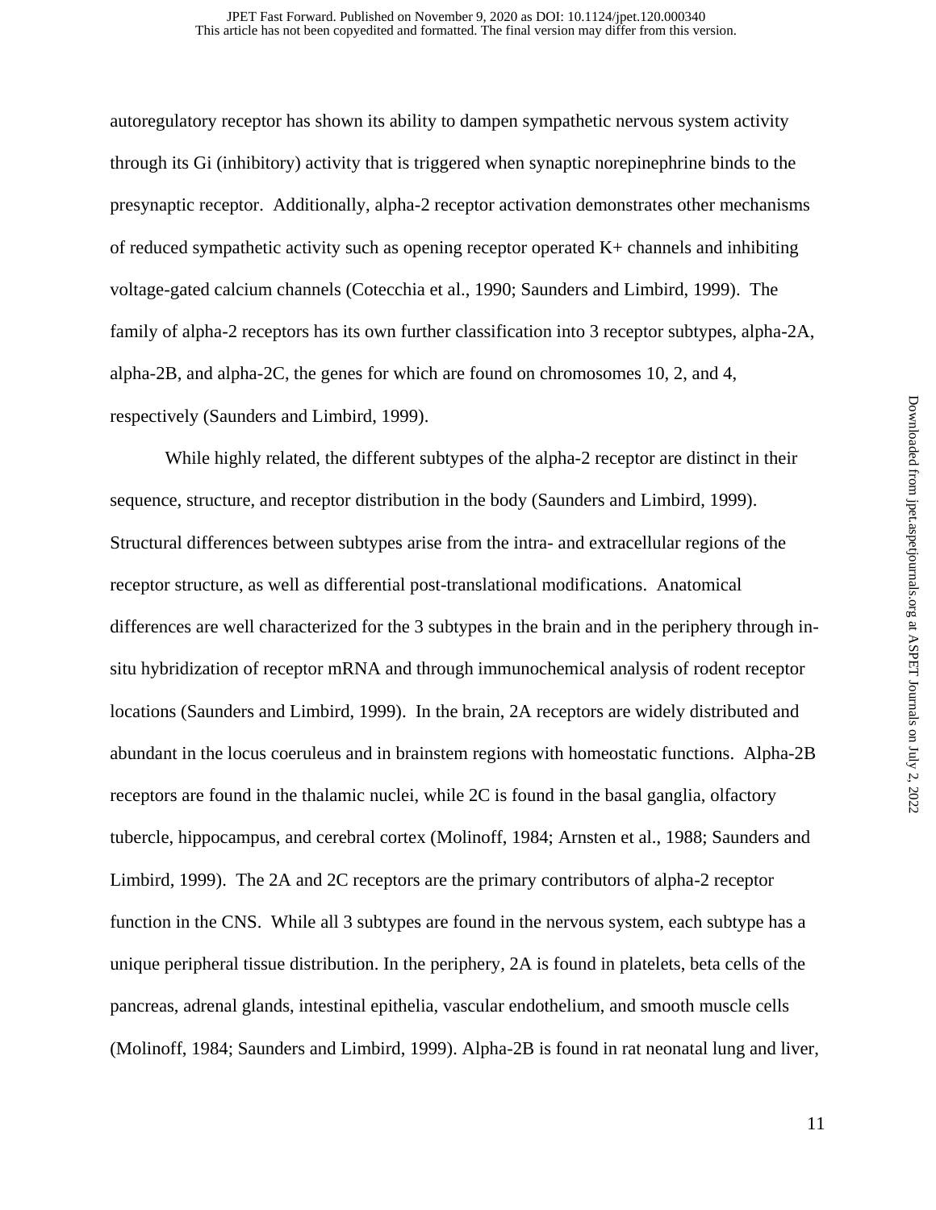autoregulatory receptor has shown its ability to dampen sympathetic nervous system activity through its Gi (inhibitory) activity that is triggered when synaptic norepinephrine binds to the presynaptic receptor. Additionally, alpha-2 receptor activation demonstrates other mechanisms of reduced sympathetic activity such as opening receptor operated K+ channels and inhibiting voltage-gated calcium channels (Cotecchia et al., 1990; Saunders and Limbird, 1999). The family of alpha-2 receptors has its own further classification into 3 receptor subtypes, alpha-2A, alpha-2B, and alpha-2C, the genes for which are found on chromosomes 10, 2, and 4, respectively (Saunders and Limbird, 1999).

While highly related, the different subtypes of the alpha-2 receptor are distinct in their sequence, structure, and receptor distribution in the body (Saunders and Limbird, 1999). Structural differences between subtypes arise from the intra- and extracellular regions of the receptor structure, as well as differential post-translational modifications. Anatomical differences are well characterized for the 3 subtypes in the brain and in the periphery through in-situ hybridization of receptor mRNA and through immunochemical analysis of rodent receptor locations (Saunders and Limbird, 1999). In the brain, 2A receptors are widely distributed and abundant in the locus coeruleus and in brainstem regions with homeostatic functions. Alpha-2B receptors are found in the thalamic nuclei, while 2C is found in the basal ganglia, olfactory tubercle, hippocampus, and cerebral cortex (Molinoff, 1984; Arnsten et al., 1988; Saunders and Limbird, 1999). The 2A and 2C receptors are the primary contributors of alpha-2 receptor function in the CNS. While all 3 subtypes are found in the nervous system, each subtype has a unique peripheral tissue distribution. In the periphery, 2A is found in platelets, beta cells of the pancreas, adrenal glands, intestinal epithelia, vascular endothelium, and smooth muscle cells (Molinoff, 1984; Saunders and Limbird, 1999). Alpha-2B is found in rat neonatal lung and liver,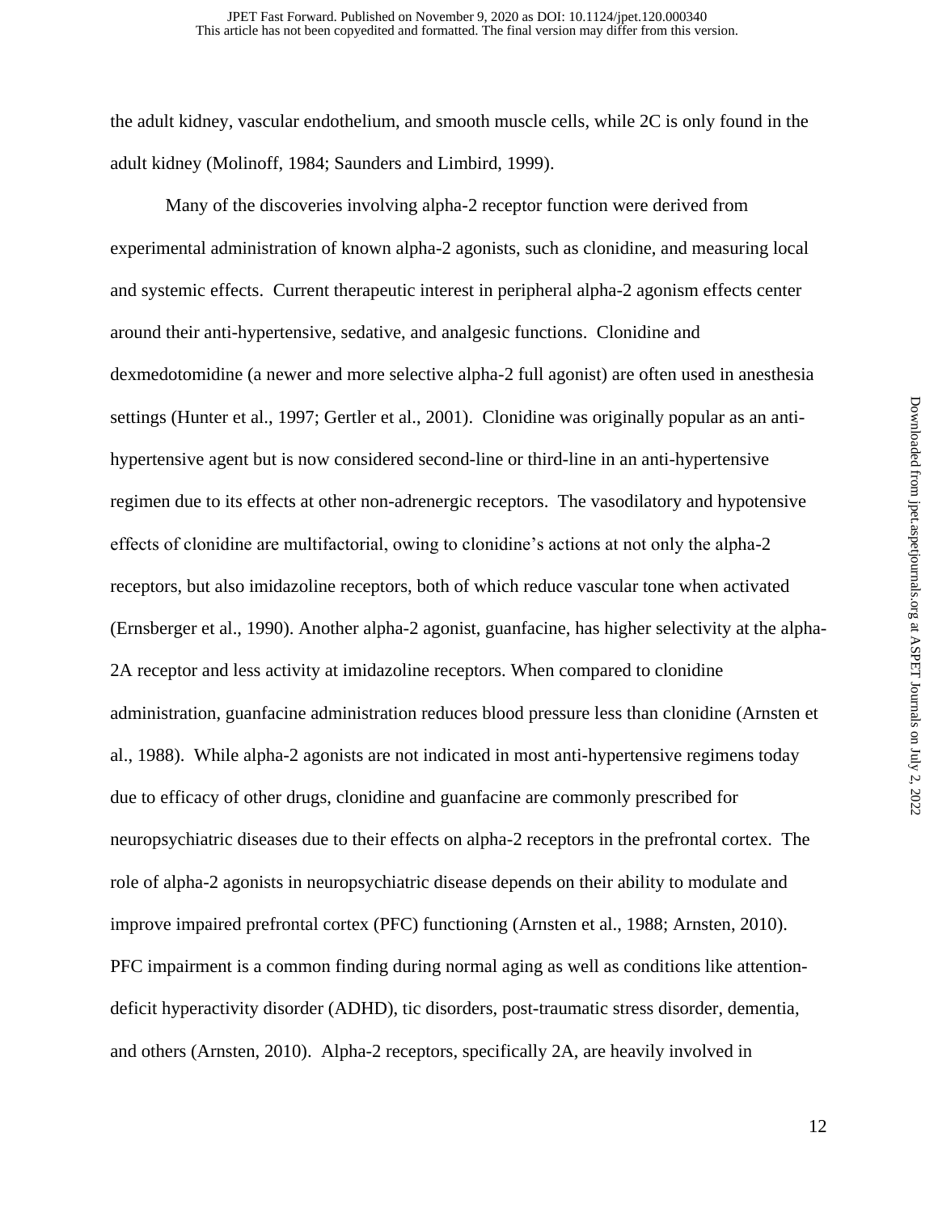the adult kidney, vascular endothelium, and smooth muscle cells, while 2C is only found in the adult kidney (Molinoff, 1984; Saunders and Limbird, 1999).

Many of the discoveries involving alpha-2 receptor function were derived from experimental administration of known alpha-2 agonists, such as clonidine, and measuring local and systemic effects. Current therapeutic interest in peripheral alpha-2 agonism effects center around their anti-hypertensive, sedative, and analgesic functions. Clonidine and dexmedotomidine (a newer and more selective alpha-2 full agonist) are often used in anesthesia settings (Hunter et al., 1997; Gertler et al., 2001). Clonidine was originally popular as an anti-hypertensive agent but is now considered second-line or third-line in an anti-hypertensive regimen due to its effects at other non-adrenergic receptors. The vasodilatory and hypotensive effects of clonidine are multifactorial, owing to clonidine's actions at not only the alpha-2 receptors, but also imidazoline receptors, both of which reduce vascular tone when activated (Ernsberger et al., 1990). Another alpha-2 agonist, guanfacine, has higher selectivity at the alpha-2A receptor and less activity at imidazoline receptors. When compared to clonidine administration, guanfacine administration reduces blood pressure less than clonidine (Arnsten et al., 1988). While alpha-2 agonists are not indicated in most anti-hypertensive regimens today due to efficacy of other drugs, clonidine and guanfacine are commonly prescribed for neuropsychiatric diseases due to their effects on alpha-2 receptors in the prefrontal cortex. The role of alpha-2 agonists in neuropsychiatric disease depends on their ability to modulate and improve impaired prefrontal cortex (PFC) functioning (Arnsten et al., 1988; Arnsten, 2010). PFC impairment is a common finding during normal aging as well as conditions like attention-deficit hyperactivity disorder (ADHD), tic disorders, post-traumatic stress disorder, dementia, and others (Arnsten, 2010). Alpha-2 receptors, specifically 2A, are heavily involved in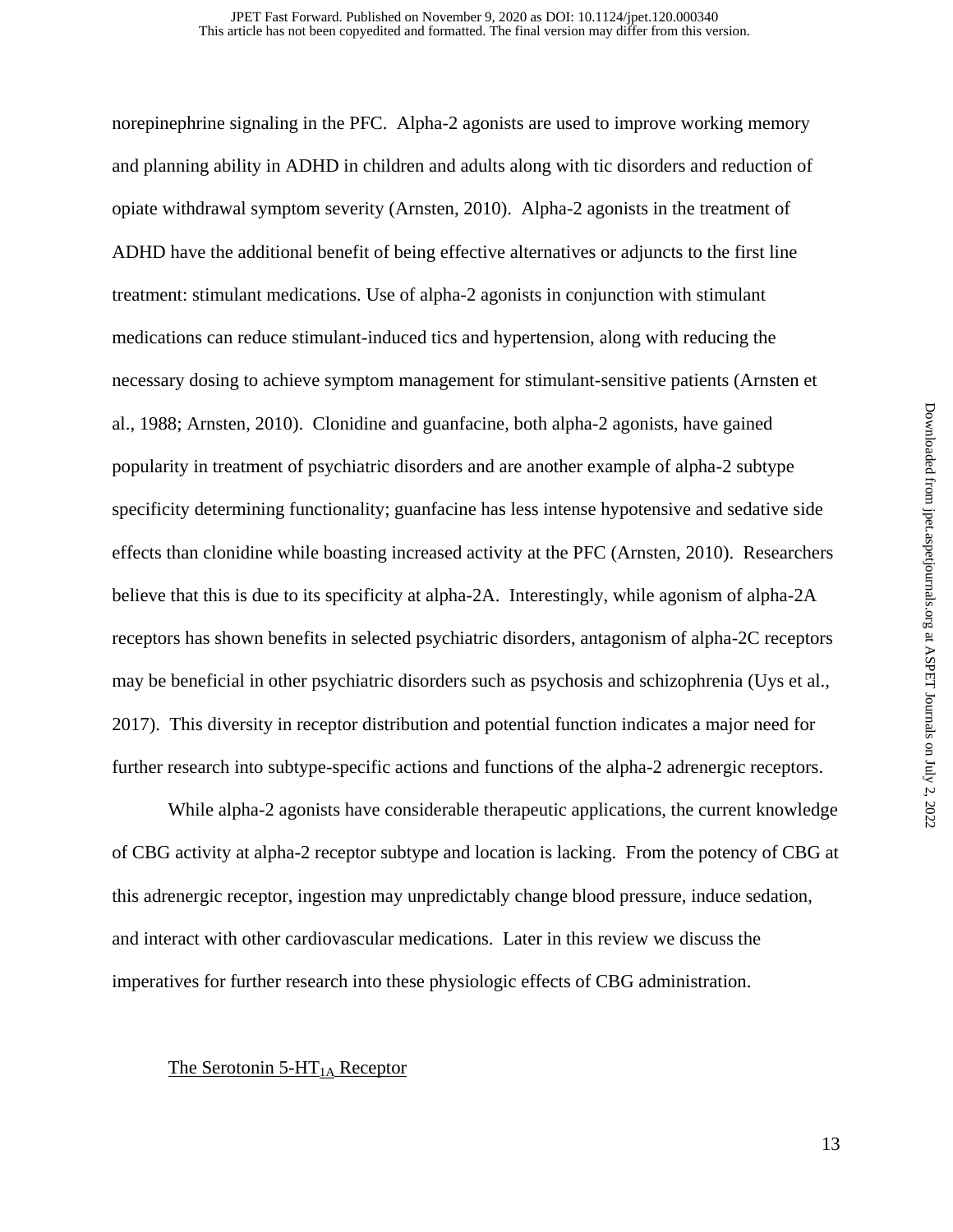norepinephrine signaling in the PFC. Alpha-2 agonists are used to improve working memory and planning ability in ADHD in children and adults along with tic disorders and reduction of opiate withdrawal symptom severity (Arnsten, 2010). Alpha-2 agonists in the treatment of ADHD have the additional benefit of being effective alternatives or adjuncts to the first line treatment: stimulant medications. Use of alpha-2 agonists in conjunction with stimulant medications can reduce stimulant-induced tics and hypertension, along with reducing the necessary dosing to achieve symptom management for stimulant-sensitive patients (Arnsten et al., 1988; Arnsten, 2010). Clonidine and guanfacine, both alpha-2 agonists, have gained popularity in treatment of psychiatric disorders and are another example of alpha-2 subtype specificity determining functionality; guanfacine has less intense hypotensive and sedative side effects than clonidine while boasting increased activity at the PFC (Arnsten, 2010). Researchers believe that this is due to its specificity at alpha-2A. Interestingly, while agonism of alpha-2A receptors has shown benefits in selected psychiatric disorders, antagonism of alpha-2C receptors may be beneficial in other psychiatric disorders such as psychosis and schizophrenia (Uys et al., 2017). This diversity in receptor distribution and potential function indicates a major need for further research into subtype-specific actions and functions of the alpha-2 adrenergic receptors.

While alpha-2 agonists have considerable therapeutic applications, the current knowledge of CBG activity at alpha-2 receptor subtype and location is lacking. From the potency of CBG at this adrenergic receptor, ingestion may unpredictably change blood pressure, induce sedation, and interact with other cardiovascular medications. Later in this review we discuss the imperatives for further research into these physiologic effects of CBG administration.

## The Serotonin 5-HT$_{1A}$ Receptor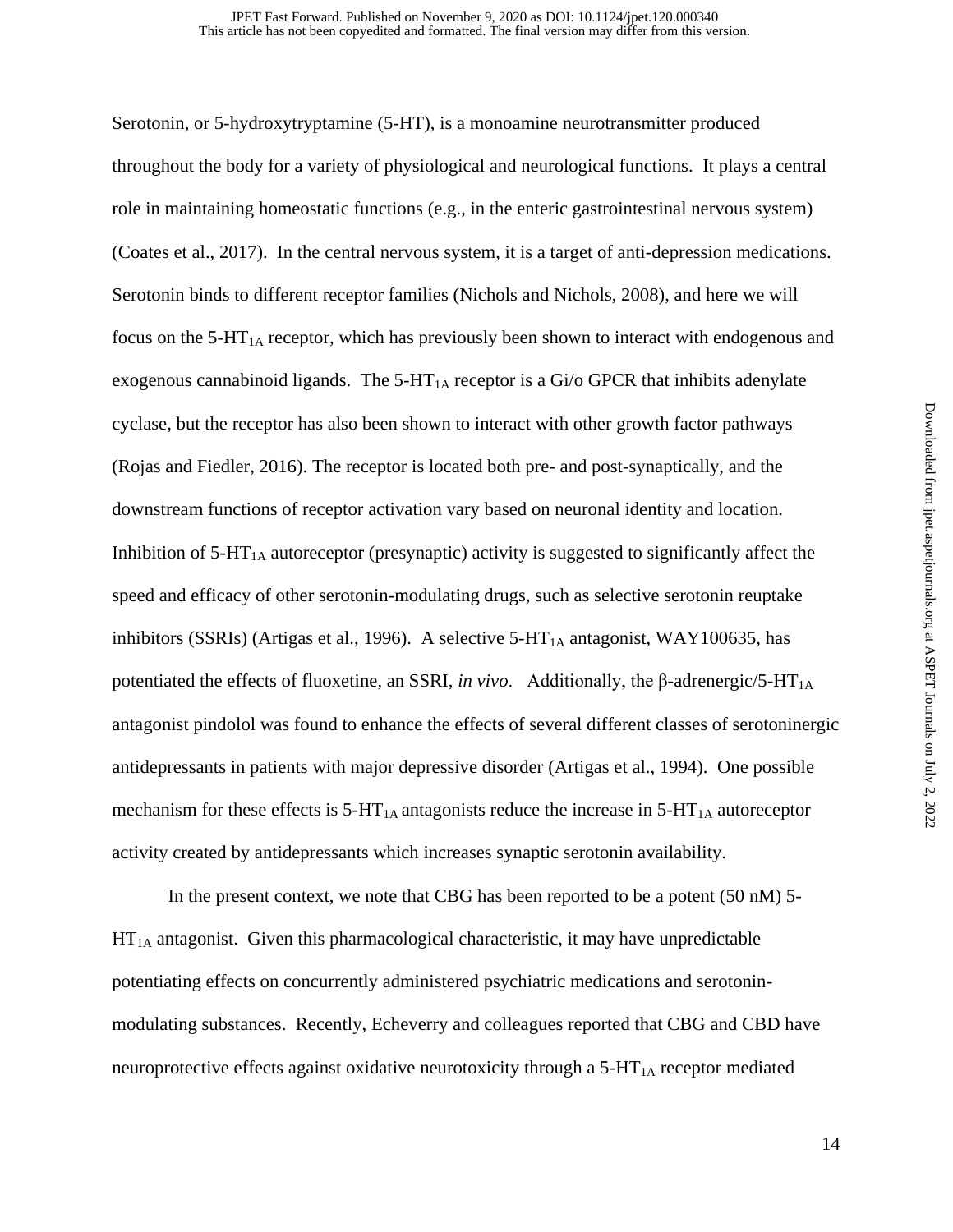Serotonin, or 5-hydroxytryptamine (5-HT), is a monoamine neurotransmitter produced throughout the body for a variety of physiological and neurological functions. It plays a central role in maintaining homeostatic functions (e.g., in the enteric gastrointestinal nervous system) (Coates et al., 2017). In the central nervous system, it is a target of anti-depression medications. Serotonin binds to different receptor families (Nichols and Nichols, 2008), and here we will focus on the 5-$HT_{1A}$ receptor, which has previously been shown to interact with endogenous and exogenous cannabinoid ligands. The 5-$HT_{1A}$ receptor is a Gi/o GPCR that inhibits adenylate cyclase, but the receptor has also been shown to interact with other growth factor pathways (Rojas and Fiedler, 2016). The receptor is located both pre- and post-synaptically, and the downstream functions of receptor activation vary based on neuronal identity and location. Inhibition of 5-$HT_{1A}$ autoreceptor (presynaptic) activity is suggested to significantly affect the speed and efficacy of other serotonin-modulating drugs, such as selective serotonin reuptake inhibitors (SSRIs) (Artigas et al., 1996). A selective 5-$HT_{1A}$ antagonist, WAY100635, has potentiated the effects of fluoxetine, an SSRI, *in vivo*. Additionally, the β-adrenergic/5-$HT_{1A}$ antagonist pindolol was found to enhance the effects of several different classes of serotoninergic antidepressants in patients with major depressive disorder (Artigas et al., 1994). One possible mechanism for these effects is 5-$HT_{1A}$ antagonists reduce the increase in 5-$HT_{1A}$ autoreceptor activity created by antidepressants which increases synaptic serotonin availability.

In the present context, we note that CBG has been reported to be a potent (50 nM) 5-$HT_{1A}$ antagonist. Given this pharmacological characteristic, it may have unpredictable potentiating effects on concurrently administered psychiatric medications and serotonin-modulating substances. Recently, Echeverry and colleagues reported that CBG and CBD have neuroprotective effects against oxidative neurotoxicity through a 5-$HT_{1A}$ receptor mediated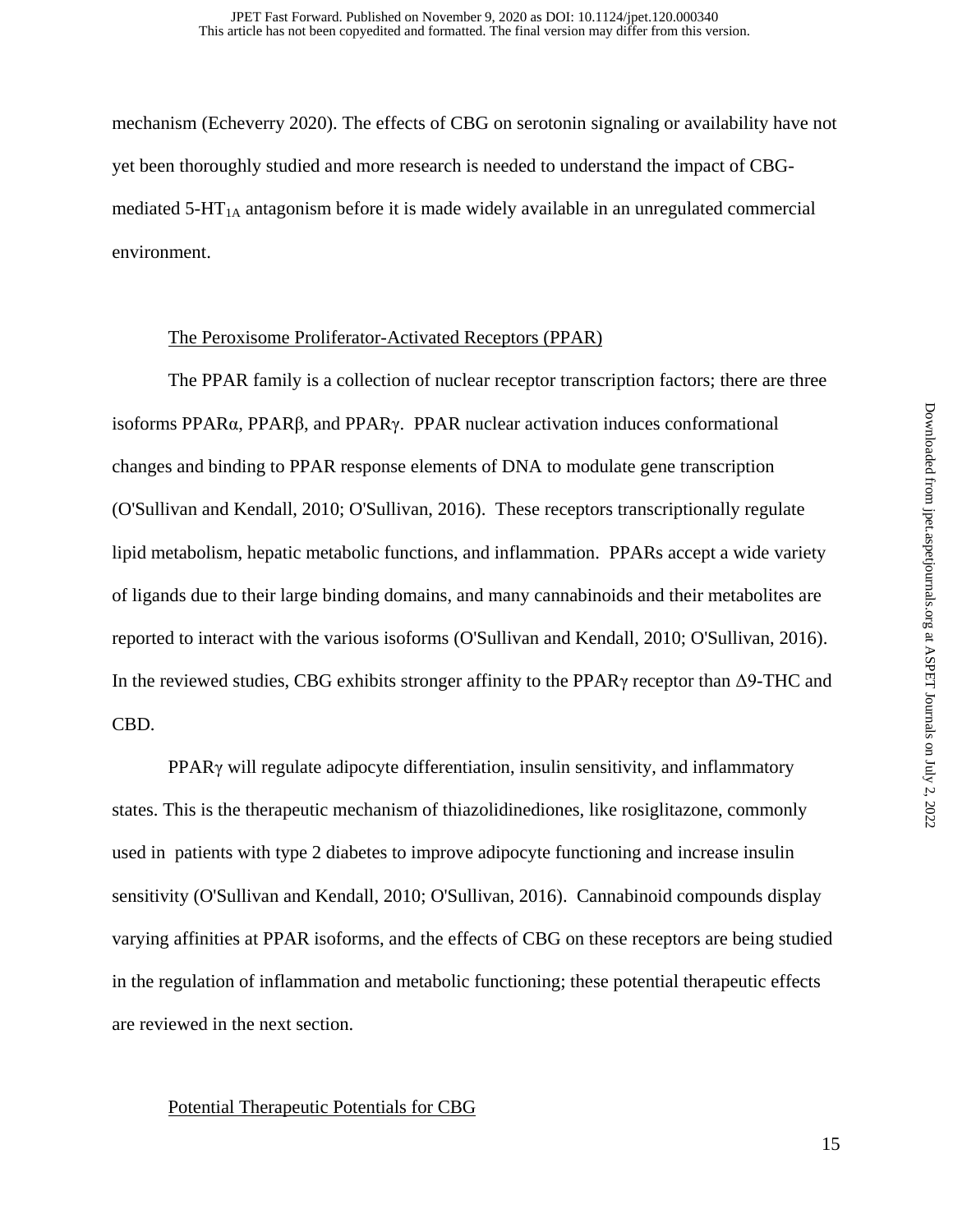mechanism (Echeverry 2020). The effects of CBG on serotonin signaling or availability have not yet been thoroughly studied and more research is needed to understand the impact of CBG-mediated 5-$HT_{1A}$ antagonism before it is made widely available in an unregulated commercial environment.

## The Peroxisome Proliferator-Activated Receptors (PPAR)

The PPAR family is a collection of nuclear receptor transcription factors; there are three isoforms PPARα, PPARβ, and PPARγ. PPAR nuclear activation induces conformational changes and binding to PPAR response elements of DNA to modulate gene transcription (O'Sullivan and Kendall, 2010; O'Sullivan, 2016). These receptors transcriptionally regulate lipid metabolism, hepatic metabolic functions, and inflammation. PPARs accept a wide variety of ligands due to their large binding domains, and many cannabinoids and their metabolites are reported to interact with the various isoforms (O'Sullivan and Kendall, 2010; O'Sullivan, 2016). In the reviewed studies, CBG exhibits stronger affinity to the PPARγ receptor than Δ9-THC and CBD.

PPARγ will regulate adipocyte differentiation, insulin sensitivity, and inflammatory states. This is the therapeutic mechanism of thiazolidinediones, like rosiglitazone, commonly used in patients with type 2 diabetes to improve adipocyte functioning and increase insulin sensitivity (O'Sullivan and Kendall, 2010; O'Sullivan, 2016). Cannabinoid compounds display varying affinities at PPAR isoforms, and the effects of CBG on these receptors are being studied in the regulation of inflammation and metabolic functioning; these potential therapeutic effects are reviewed in the next section.

## Potential Therapeutic Potentials for CBG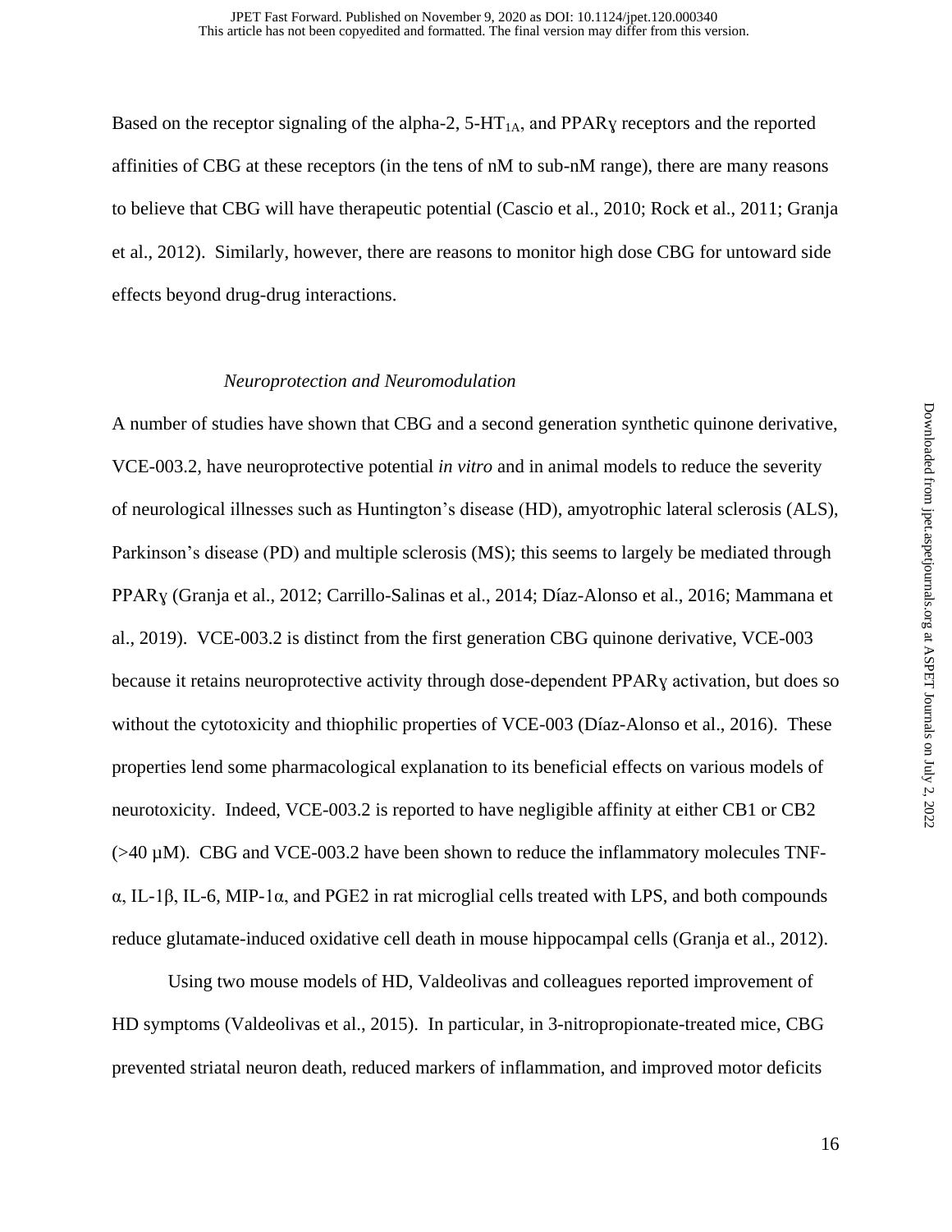Based on the receptor signaling of the alpha-2, 5-HT$_{1A}$, and PPARɣ receptors and the reported affinities of CBG at these receptors (in the tens of nM to sub-nM range), there are many reasons to believe that CBG will have therapeutic potential (Cascio et al., 2010; Rock et al., 2011; Granja et al., 2012). Similarly, however, there are reasons to monitor high dose CBG for untoward side effects beyond drug-drug interactions.

### *Neuroprotection and Neuromodulation*

A number of studies have shown that CBG and a second generation synthetic quinone derivative, VCE-003.2, have neuroprotective potential *in vitro* and in animal models to reduce the severity of neurological illnesses such as Huntington's disease (HD), amyotrophic lateral sclerosis (ALS), Parkinson's disease (PD) and multiple sclerosis (MS); this seems to largely be mediated through PPARɣ (Granja et al., 2012; Carrillo-Salinas et al., 2014; Díaz-Alonso et al., 2016; Mammana et al., 2019). VCE-003.2 is distinct from the first generation CBG quinone derivative, VCE-003 because it retains neuroprotective activity through dose-dependent PPARɣ activation, but does so without the cytotoxicity and thiophilic properties of VCE-003 (Díaz-Alonso et al., 2016). These properties lend some pharmacological explanation to its beneficial effects on various models of neurotoxicity. Indeed, VCE-003.2 is reported to have negligible affinity at either CB1 or CB2 (>40 µM). CBG and VCE-003.2 have been shown to reduce the inflammatory molecules TNF-α, IL-1β, IL-6, MIP-1α, and PGE2 in rat microglial cells treated with LPS, and both compounds reduce glutamate-induced oxidative cell death in mouse hippocampal cells (Granja et al., 2012).

Using two mouse models of HD, Valdeolivas and colleagues reported improvement of HD symptoms (Valdeolivas et al., 2015). In particular, in 3-nitropropionate-treated mice, CBG prevented striatal neuron death, reduced markers of inflammation, and improved motor deficits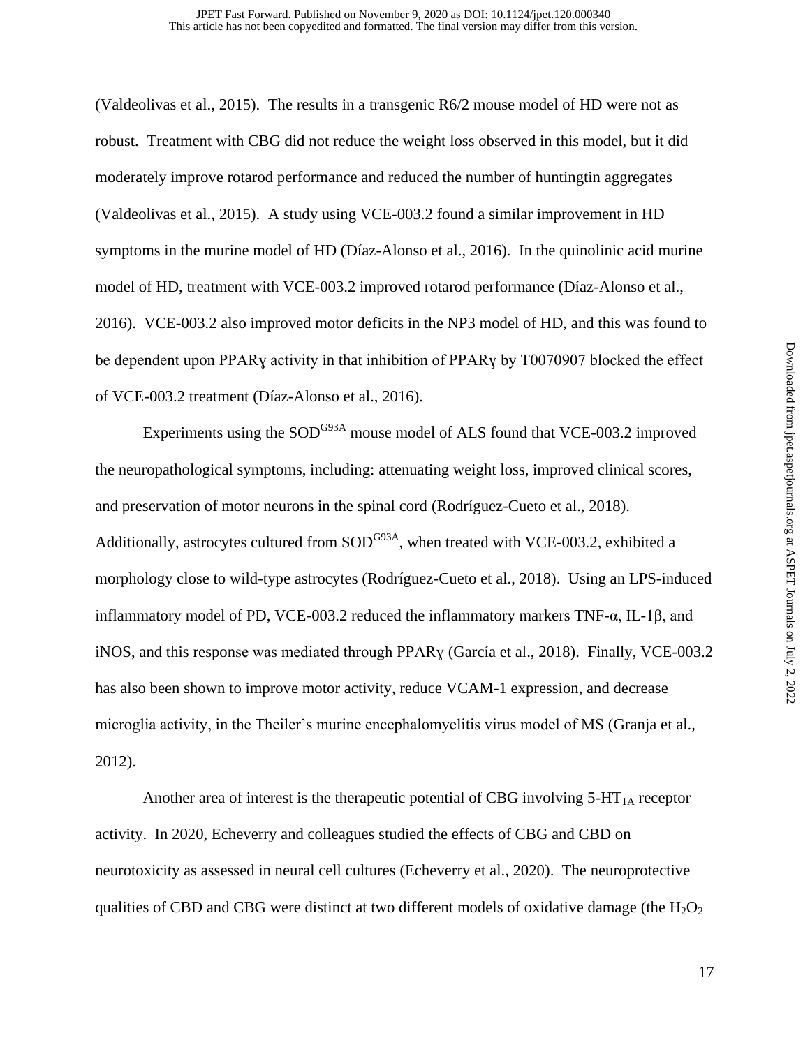(Valdeolivas et al., 2015). The results in a transgenic R6/2 mouse model of HD were not as robust. Treatment with CBG did not reduce the weight loss observed in this model, but it did moderately improve rotarod performance and reduced the number of huntingtin aggregates (Valdeolivas et al., 2015). A study using VCE-003.2 found a similar improvement in HD symptoms in the murine model of HD (Díaz-Alonso et al., 2016). In the quinolinic acid murine model of HD, treatment with VCE-003.2 improved rotarod performance (Díaz-Alonso et al., 2016). VCE-003.2 also improved motor deficits in the NP3 model of HD, and this was found to be dependent upon PPARɣ activity in that inhibition of PPARɣ by T0070907 blocked the effect of VCE-003.2 treatment (Díaz-Alonso et al., 2016).

Experiments using the $SOD^{G93A}$ mouse model of ALS found that VCE-003.2 improved the neuropathological symptoms, including: attenuating weight loss, improved clinical scores, and preservation of motor neurons in the spinal cord (Rodríguez-Cueto et al., 2018). Additionally, astrocytes cultured from $SOD^{G93A}$, when treated with VCE-003.2, exhibited a morphology close to wild-type astrocytes (Rodríguez-Cueto et al., 2018). Using an LPS-induced inflammatory model of PD, VCE-003.2 reduced the inflammatory markers TNF-α, IL-1β, and iNOS, and this response was mediated through PPARɣ (García et al., 2018). Finally, VCE-003.2 has also been shown to improve motor activity, reduce VCAM-1 expression, and decrease microglia activity, in the Theiler's murine encephalomyelitis virus model of MS (Granja et al., 2012).

Another area of interest is the therapeutic potential of CBG involving $5\text{-HT}_{1A}$ receptor activity. In 2020, Echeverry and colleagues studied the effects of CBG and CBD on neurotoxicity as assessed in neural cell cultures (Echeverry et al., 2020). The neuroprotective qualities of CBD and CBG were distinct at two different models of oxidative damage (the $H_2O_2$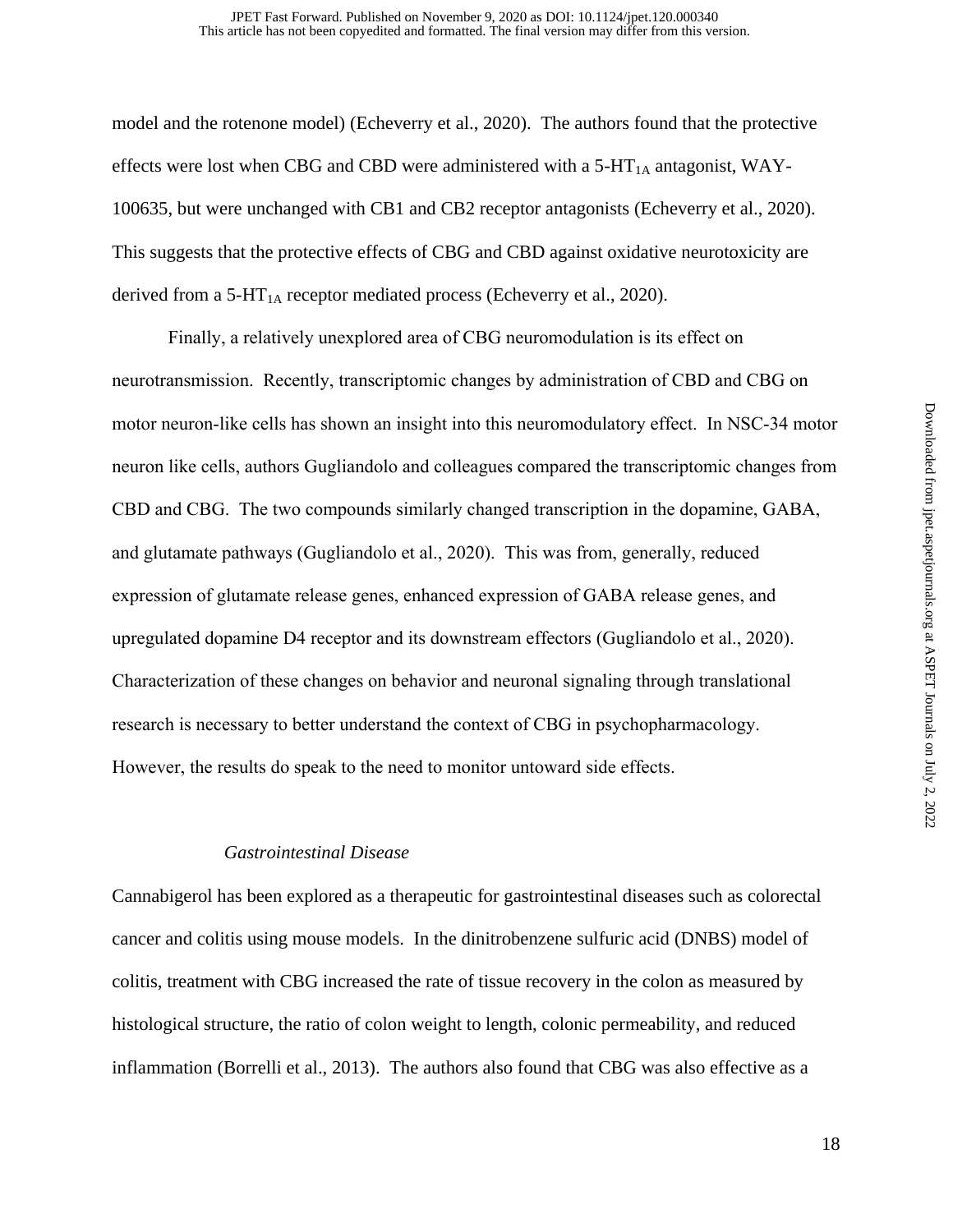model and the rotenone model) (Echeverry et al., 2020). The authors found that the protective effects were lost when CBG and CBD were administered with a 5-$HT_{1A}$ antagonist, WAY-100635, but were unchanged with CB1 and CB2 receptor antagonists (Echeverry et al., 2020). This suggests that the protective effects of CBG and CBD against oxidative neurotoxicity are derived from a 5-$HT_{1A}$ receptor mediated process (Echeverry et al., 2020).

Finally, a relatively unexplored area of CBG neuromodulation is its effect on neurotransmission. Recently, transcriptomic changes by administration of CBD and CBG on motor neuron-like cells has shown an insight into this neuromodulatory effect. In NSC-34 motor neuron like cells, authors Gugliandolo and colleagues compared the transcriptomic changes from CBD and CBG. The two compounds similarly changed transcription in the dopamine, GABA, and glutamate pathways (Gugliandolo et al., 2020). This was from, generally, reduced expression of glutamate release genes, enhanced expression of GABA release genes, and upregulated dopamine D4 receptor and its downstream effectors (Gugliandolo et al., 2020). Characterization of these changes on behavior and neuronal signaling through translational research is necessary to better understand the context of CBG in psychopharmacology. However, the results do speak to the need to monitor untoward side effects.

### *Gastrointestinal Disease*

Cannabigerol has been explored as a therapeutic for gastrointestinal diseases such as colorectal cancer and colitis using mouse models. In the dinitrobenzene sulfuric acid (DNBS) model of colitis, treatment with CBG increased the rate of tissue recovery in the colon as measured by histological structure, the ratio of colon weight to length, colonic permeability, and reduced inflammation (Borrelli et al., 2013). The authors also found that CBG was also effective as a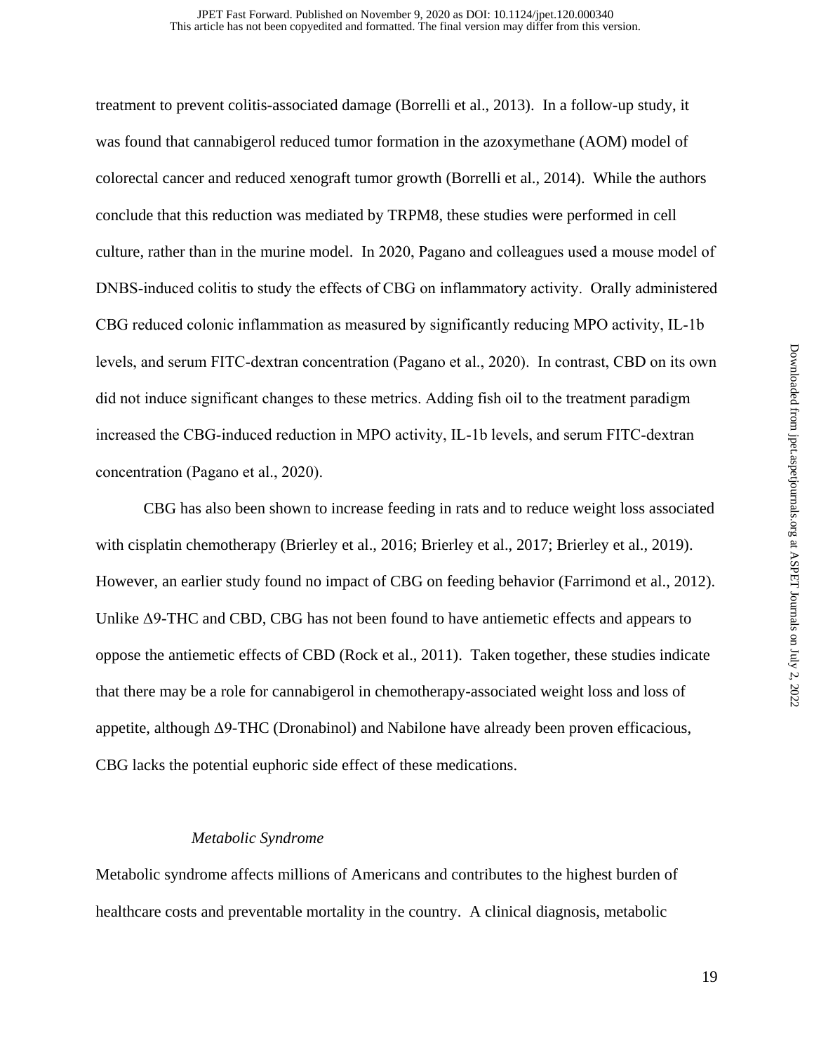treatment to prevent colitis-associated damage (Borrelli et al., 2013). In a follow-up study, it was found that cannabigerol reduced tumor formation in the azoxymethane (AOM) model of colorectal cancer and reduced xenograft tumor growth (Borrelli et al., 2014). While the authors conclude that this reduction was mediated by TRPM8, these studies were performed in cell culture, rather than in the murine model. In 2020, Pagano and colleagues used a mouse model of DNBS-induced colitis to study the effects of CBG on inflammatory activity. Orally administered CBG reduced colonic inflammation as measured by significantly reducing MPO activity, IL-1b levels, and serum FITC-dextran concentration (Pagano et al., 2020). In contrast, CBD on its own did not induce significant changes to these metrics. Adding fish oil to the treatment paradigm increased the CBG-induced reduction in MPO activity, IL-1b levels, and serum FITC-dextran concentration (Pagano et al., 2020).

CBG has also been shown to increase feeding in rats and to reduce weight loss associated with cisplatin chemotherapy (Brierley et al., 2016; Brierley et al., 2017; Brierley et al., 2019). However, an earlier study found no impact of CBG on feeding behavior (Farrimond et al., 2012). Unlike Δ9-THC and CBD, CBG has not been found to have antiemetic effects and appears to oppose the antiemetic effects of CBD (Rock et al., 2011). Taken together, these studies indicate that there may be a role for cannabigerol in chemotherapy-associated weight loss and loss of appetite, although Δ9-THC (Dronabinol) and Nabilone have already been proven efficacious, CBG lacks the potential euphoric side effect of these medications.

*Metabolic Syndrome*

Metabolic syndrome affects millions of Americans and contributes to the highest burden of healthcare costs and preventable mortality in the country. A clinical diagnosis, metabolic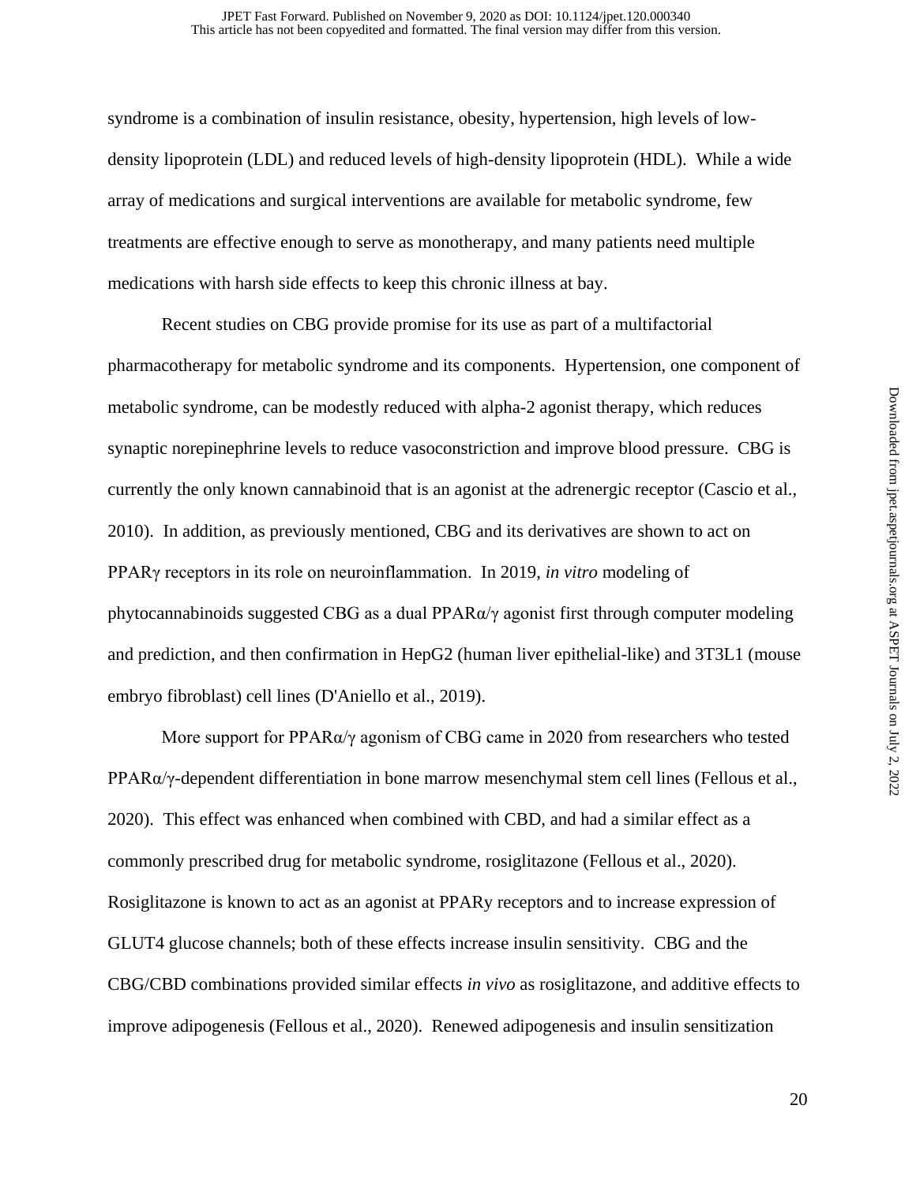syndrome is a combination of insulin resistance, obesity, hypertension, high levels of low-density lipoprotein (LDL) and reduced levels of high-density lipoprotein (HDL). While a wide array of medications and surgical interventions are available for metabolic syndrome, few treatments are effective enough to serve as monotherapy, and many patients need multiple medications with harsh side effects to keep this chronic illness at bay.

Recent studies on CBG provide promise for its use as part of a multifactorial pharmacotherapy for metabolic syndrome and its components. Hypertension, one component of metabolic syndrome, can be modestly reduced with alpha-2 agonist therapy, which reduces synaptic norepinephrine levels to reduce vasoconstriction and improve blood pressure. CBG is currently the only known cannabinoid that is an agonist at the adrenergic receptor (Cascio et al., 2010). In addition, as previously mentioned, CBG and its derivatives are shown to act on PPARγ receptors in its role on neuroinflammation. In 2019, *in vitro* modeling of phytocannabinoids suggested CBG as a dual PPARα/γ agonist first through computer modeling and prediction, and then confirmation in HepG2 (human liver epithelial-like) and 3T3L1 (mouse embryo fibroblast) cell lines (D'Aniello et al., 2019).

More support for PPARα/γ agonism of CBG came in 2020 from researchers who tested PPARα/γ-dependent differentiation in bone marrow mesenchymal stem cell lines (Fellous et al., 2020). This effect was enhanced when combined with CBD, and had a similar effect as a commonly prescribed drug for metabolic syndrome, rosiglitazone (Fellous et al., 2020). Rosiglitazone is known to act as an agonist at PPARy receptors and to increase expression of GLUT4 glucose channels; both of these effects increase insulin sensitivity. CBG and the CBG/CBD combinations provided similar effects *in vivo* as rosiglitazone, and additive effects to improve adipogenesis (Fellous et al., 2020). Renewed adipogenesis and insulin sensitization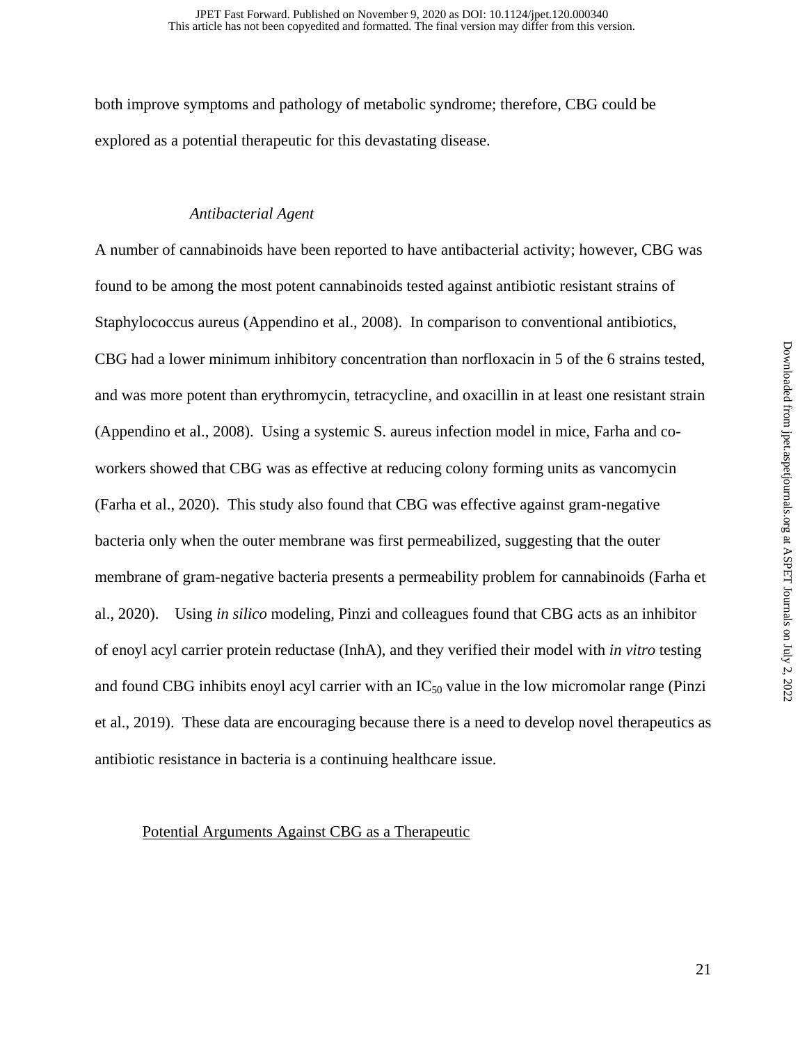both improve symptoms and pathology of metabolic syndrome; therefore, CBG could be explored as a potential therapeutic for this devastating disease.

### *Antibacterial Agent*

A number of cannabinoids have been reported to have antibacterial activity; however, CBG was found to be among the most potent cannabinoids tested against antibiotic resistant strains of Staphylococcus aureus (Appendino et al., 2008). In comparison to conventional antibiotics, CBG had a lower minimum inhibitory concentration than norfloxacin in 5 of the 6 strains tested, and was more potent than erythromycin, tetracycline, and oxacillin in at least one resistant strain (Appendino et al., 2008). Using a systemic S. aureus infection model in mice, Farha and co-workers showed that CBG was as effective at reducing colony forming units as vancomycin (Farha et al., 2020). This study also found that CBG was effective against gram-negative bacteria only when the outer membrane was first permeabilized, suggesting that the outer membrane of gram-negative bacteria presents a permeability problem for cannabinoids (Farha et al., 2020). Using *in silico* modeling, Pinzi and colleagues found that CBG acts as an inhibitor of enoyl acyl carrier protein reductase (InhA), and they verified their model with *in vitro* testing and found CBG inhibits enoyl acyl carrier with an $IC_{50}$ value in the low micromolar range (Pinzi et al., 2019). These data are encouraging because there is a need to develop novel therapeutics as antibiotic resistance in bacteria is a continuing healthcare issue.

## Potential Arguments Against CBG as a Therapeutic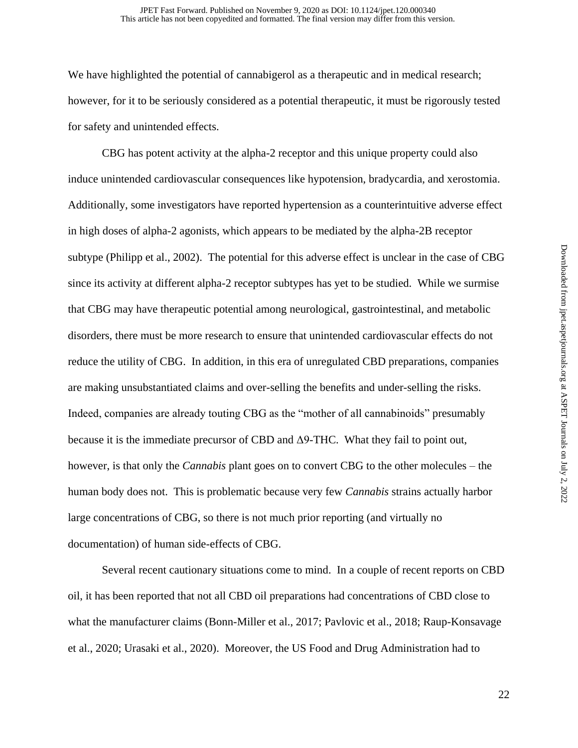We have highlighted the potential of cannabigerol as a therapeutic and in medical research; however, for it to be seriously considered as a potential therapeutic, it must be rigorously tested for safety and unintended effects.

CBG has potent activity at the alpha-2 receptor and this unique property could also induce unintended cardiovascular consequences like hypotension, bradycardia, and xerostomia. Additionally, some investigators have reported hypertension as a counterintuitive adverse effect in high doses of alpha-2 agonists, which appears to be mediated by the alpha-2B receptor subtype (Philipp et al., 2002). The potential for this adverse effect is unclear in the case of CBG since its activity at different alpha-2 receptor subtypes has yet to be studied. While we surmise that CBG may have therapeutic potential among neurological, gastrointestinal, and metabolic disorders, there must be more research to ensure that unintended cardiovascular effects do not reduce the utility of CBG. In addition, in this era of unregulated CBD preparations, companies are making unsubstantiated claims and over-selling the benefits and under-selling the risks. Indeed, companies are already touting CBG as the "mother of all cannabinoids" presumably because it is the immediate precursor of CBD and Δ9-THC. What they fail to point out, however, is that only the *Cannabis* plant goes on to convert CBG to the other molecules – the human body does not. This is problematic because very few *Cannabis* strains actually harbor large concentrations of CBG, so there is not much prior reporting (and virtually no documentation) of human side-effects of CBG.

Several recent cautionary situations come to mind. In a couple of recent reports on CBD oil, it has been reported that not all CBD oil preparations had concentrations of CBD close to what the manufacturer claims (Bonn-Miller et al., 2017; Pavlovic et al., 2018; Raup-Konsavage et al., 2020; Urasaki et al., 2020). Moreover, the US Food and Drug Administration had to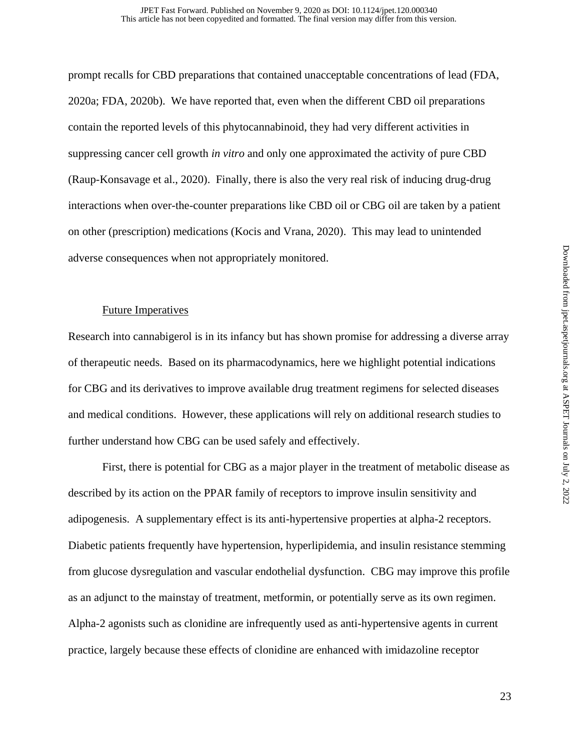prompt recalls for CBD preparations that contained unacceptable concentrations of lead (FDA, 2020a; FDA, 2020b). We have reported that, even when the different CBD oil preparations contain the reported levels of this phytocannabinoid, they had very different activities in suppressing cancer cell growth *in vitro* and only one approximated the activity of pure CBD (Raup-Konsavage et al., 2020). Finally, there is also the very real risk of inducing drug-drug interactions when over-the-counter preparations like CBD oil or CBG oil are taken by a patient on other (prescription) medications (Kocis and Vrana, 2020). This may lead to unintended adverse consequences when not appropriately monitored.

## Future Imperatives

Research into cannabigerol is in its infancy but has shown promise for addressing a diverse array of therapeutic needs. Based on its pharmacodynamics, here we highlight potential indications for CBG and its derivatives to improve available drug treatment regimens for selected diseases and medical conditions. However, these applications will rely on additional research studies to further understand how CBG can be used safely and effectively.

First, there is potential for CBG as a major player in the treatment of metabolic disease as described by its action on the PPAR family of receptors to improve insulin sensitivity and adipogenesis. A supplementary effect is its anti-hypertensive properties at alpha-2 receptors. Diabetic patients frequently have hypertension, hyperlipidemia, and insulin resistance stemming from glucose dysregulation and vascular endothelial dysfunction. CBG may improve this profile as an adjunct to the mainstay of treatment, metformin, or potentially serve as its own regimen. Alpha-2 agonists such as clonidine are infrequently used as anti-hypertensive agents in current practice, largely because these effects of clonidine are enhanced with imidazoline receptor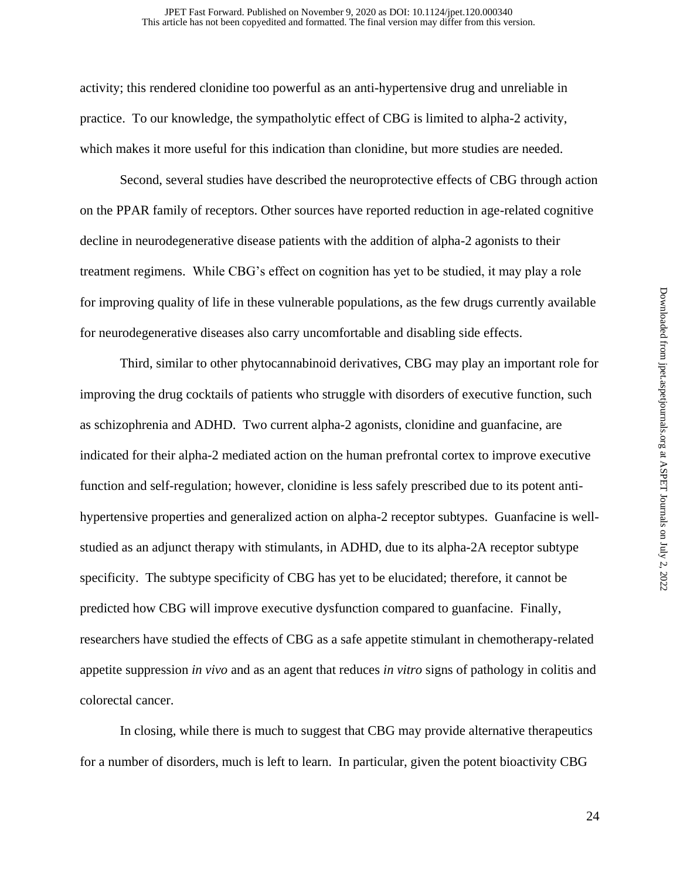activity; this rendered clonidine too powerful as an anti-hypertensive drug and unreliable in practice. To our knowledge, the sympatholytic effect of CBG is limited to alpha-2 activity, which makes it more useful for this indication than clonidine, but more studies are needed.

Second, several studies have described the neuroprotective effects of CBG through action on the PPAR family of receptors. Other sources have reported reduction in age-related cognitive decline in neurodegenerative disease patients with the addition of alpha-2 agonists to their treatment regimens. While CBG's effect on cognition has yet to be studied, it may play a role for improving quality of life in these vulnerable populations, as the few drugs currently available for neurodegenerative diseases also carry uncomfortable and disabling side effects.

Third, similar to other phytocannabinoid derivatives, CBG may play an important role for improving the drug cocktails of patients who struggle with disorders of executive function, such as schizophrenia and ADHD. Two current alpha-2 agonists, clonidine and guanfacine, are indicated for their alpha-2 mediated action on the human prefrontal cortex to improve executive function and self-regulation; however, clonidine is less safely prescribed due to its potent anti-hypertensive properties and generalized action on alpha-2 receptor subtypes. Guanfacine is well-studied as an adjunct therapy with stimulants, in ADHD, due to its alpha-2A receptor subtype specificity. The subtype specificity of CBG has yet to be elucidated; therefore, it cannot be predicted how CBG will improve executive dysfunction compared to guanfacine. Finally, researchers have studied the effects of CBG as a safe appetite stimulant in chemotherapy-related appetite suppression *in vivo* and as an agent that reduces *in vitro* signs of pathology in colitis and colorectal cancer.

In closing, while there is much to suggest that CBG may provide alternative therapeutics for a number of disorders, much is left to learn. In particular, given the potent bioactivity CBG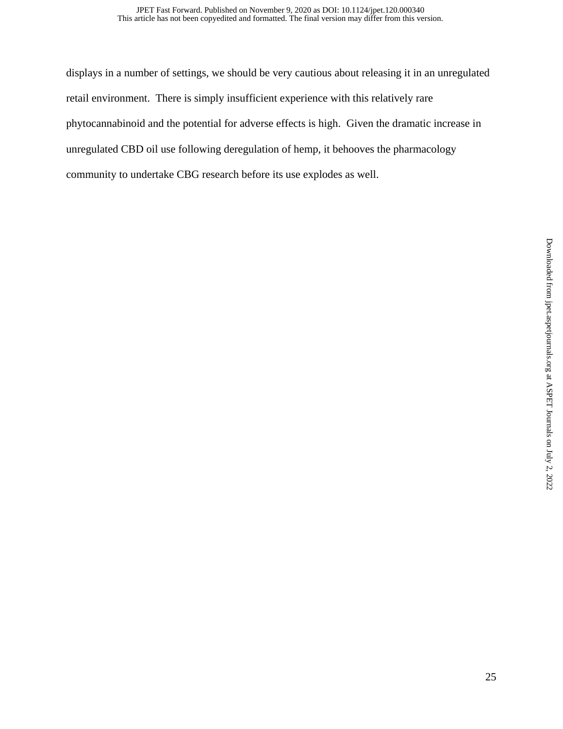displays in a number of settings, we should be very cautious about releasing it in an unregulated retail environment. There is simply insufficient experience with this relatively rare phytocannabinoid and the potential for adverse effects is high. Given the dramatic increase in unregulated CBD oil use following deregulation of hemp, it behooves the pharmacology community to undertake CBG research before its use explodes as well.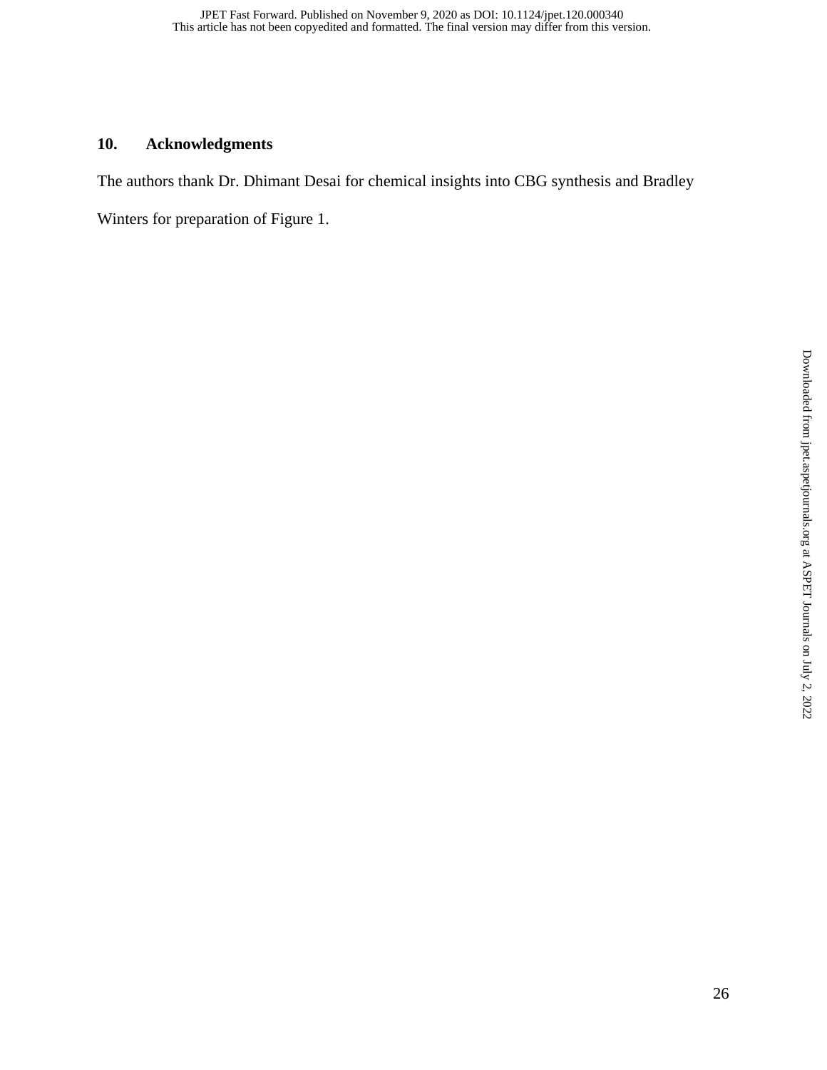## 10. Acknowledgments

The authors thank Dr. Dhimant Desai for chemical insights into CBG synthesis and Bradley Winters for preparation of Figure 1.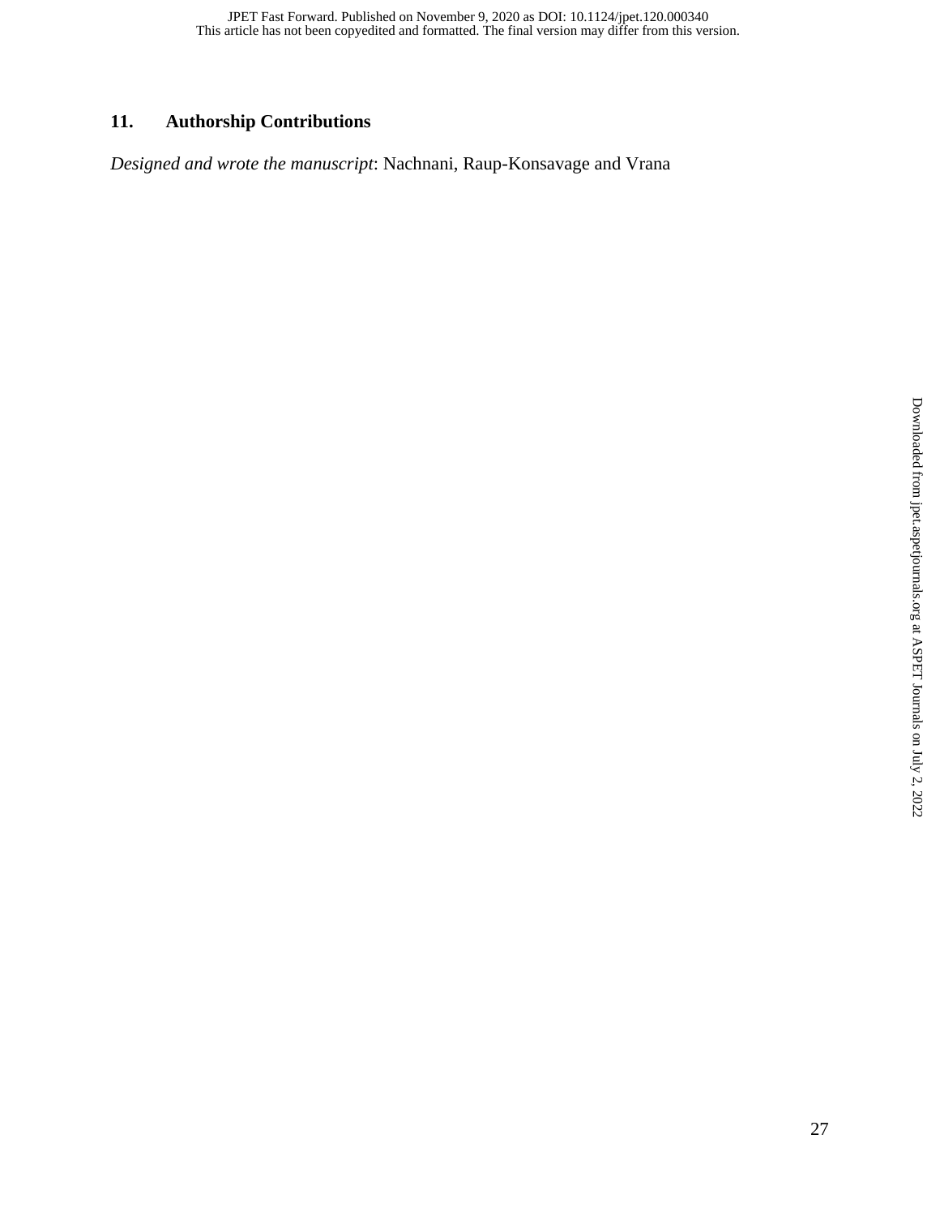## 11. Authorship Contributions

*Designed and wrote the manuscript*: Nachnani, Raup-Konsavage and Vrana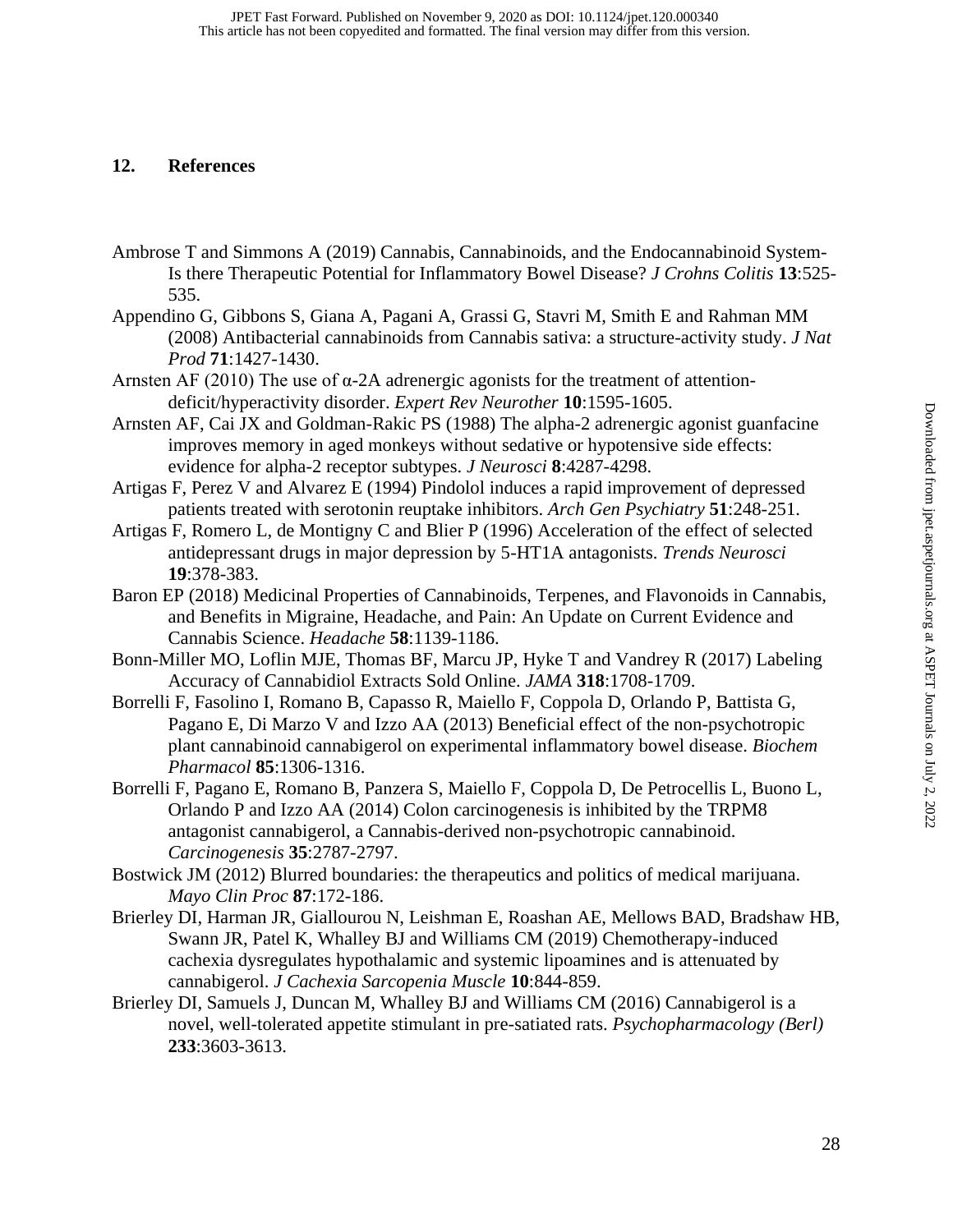## 12. References

Ambrose T and Simmons A (2019) Cannabis, Cannabinoids, and the Endocannabinoid System-Is there Therapeutic Potential for Inflammatory Bowel Disease? *J Crohns Colitis* **13**:525-535.

Appendino G, Gibbons S, Giana A, Pagani A, Grassi G, Stavri M, Smith E and Rahman MM (2008) Antibacterial cannabinoids from Cannabis sativa: a structure-activity study. *J Nat Prod* **71**:1427-1430.

Arnsten AF (2010) The use of α-2A adrenergic agonists for the treatment of attention-deficit/hyperactivity disorder. *Expert Rev Neurother* **10**:1595-1605.

Arnsten AF, Cai JX and Goldman-Rakic PS (1988) The alpha-2 adrenergic agonist guanfacine improves memory in aged monkeys without sedative or hypotensive side effects: evidence for alpha-2 receptor subtypes. *J Neurosci* **8**:4287-4298.

Artigas F, Perez V and Alvarez E (1994) Pindolol induces a rapid improvement of depressed patients treated with serotonin reuptake inhibitors. *Arch Gen Psychiatry* **51**:248-251.

Artigas F, Romero L, de Montigny C and Blier P (1996) Acceleration of the effect of selected antidepressant drugs in major depression by 5-HT1A antagonists. *Trends Neurosci* **19**:378-383.

Baron EP (2018) Medicinal Properties of Cannabinoids, Terpenes, and Flavonoids in Cannabis, and Benefits in Migraine, Headache, and Pain: An Update on Current Evidence and Cannabis Science. *Headache* **58**:1139-1186.

Bonn-Miller MO, Loflin MJE, Thomas BF, Marcu JP, Hyke T and Vandrey R (2017) Labeling Accuracy of Cannabidiol Extracts Sold Online. *JAMA* **318**:1708-1709.

Borrelli F, Fasolino I, Romano B, Capasso R, Maiello F, Coppola D, Orlando P, Battista G, Pagano E, Di Marzo V and Izzo AA (2013) Beneficial effect of the non-psychotropic plant cannabinoid cannabigerol on experimental inflammatory bowel disease. *Biochem Pharmacol* **85**:1306-1316.

Borrelli F, Pagano E, Romano B, Panzera S, Maiello F, Coppola D, De Petrocellis L, Buono L, Orlando P and Izzo AA (2014) Colon carcinogenesis is inhibited by the TRPM8 antagonist cannabigerol, a Cannabis-derived non-psychotropic cannabinoid. *Carcinogenesis* **35**:2787-2797.

Bostwick JM (2012) Blurred boundaries: the therapeutics and politics of medical marijuana. *Mayo Clin Proc* **87**:172-186.

Brierley DI, Harman JR, Giallourou N, Leishman E, Roashan AE, Mellows BAD, Bradshaw HB, Swann JR, Patel K, Whalley BJ and Williams CM (2019) Chemotherapy-induced cachexia dysregulates hypothalamic and systemic lipoamines and is attenuated by cannabigerol. *J Cachexia Sarcopenia Muscle* **10**:844-859.

Brierley DI, Samuels J, Duncan M, Whalley BJ and Williams CM (2016) Cannabigerol is a novel, well-tolerated appetite stimulant in pre-satiated rats. *Psychopharmacology (Berl)* **233**:3603-3613.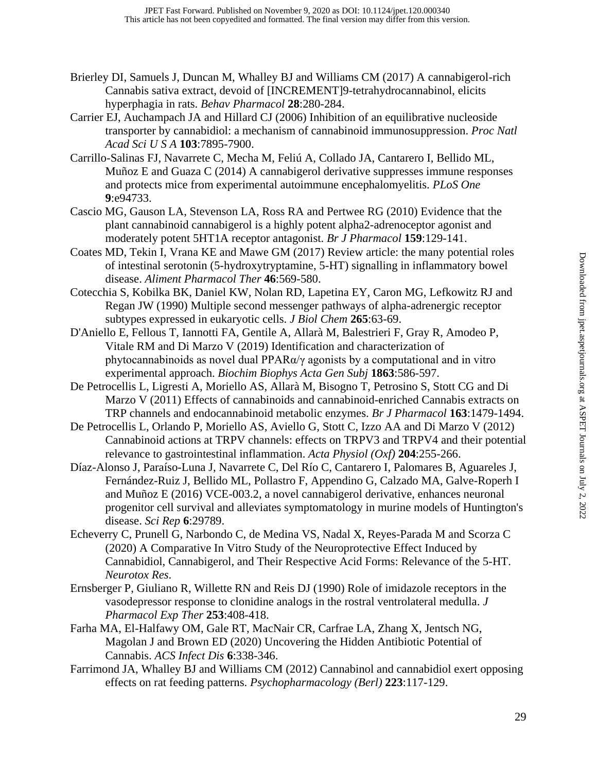Brierley DI, Samuels J, Duncan M, Whalley BJ and Williams CM (2017) A cannabigerol-rich Cannabis sativa extract, devoid of [INCREMENT]9-tetrahydrocannabinol, elicits hyperphagia in rats. *Behav Pharmacol* **28**:280-284.

Carrier EJ, Auchampach JA and Hillard CJ (2006) Inhibition of an equilibrative nucleoside transporter by cannabidiol: a mechanism of cannabinoid immunosuppression. *Proc Natl Acad Sci U S A* **103**:7895-7900.

Carrillo-Salinas FJ, Navarrete C, Mecha M, Feliú A, Collado JA, Cantarero I, Bellido ML, Muñoz E and Guaza C (2014) A cannabigerol derivative suppresses immune responses and protects mice from experimental autoimmune encephalomyelitis. *PLoS One* **9**:e94733.

Cascio MG, Gauson LA, Stevenson LA, Ross RA and Pertwee RG (2010) Evidence that the plant cannabinoid cannabigerol is a highly potent alpha2-adrenoceptor agonist and moderately potent 5HT1A receptor antagonist. *Br J Pharmacol* **159**:129-141.

Coates MD, Tekin I, Vrana KE and Mawe GM (2017) Review article: the many potential roles of intestinal serotonin (5-hydroxytryptamine, 5-HT) signalling in inflammatory bowel disease. *Aliment Pharmacol Ther* **46**:569-580.

Cotecchia S, Kobilka BK, Daniel KW, Nolan RD, Lapetina EY, Caron MG, Lefkowitz RJ and Regan JW (1990) Multiple second messenger pathways of alpha-adrenergic receptor subtypes expressed in eukaryotic cells. *J Biol Chem* **265**:63-69.

D'Aniello E, Fellous T, Iannotti FA, Gentile A, Allarà M, Balestrieri F, Gray R, Amodeo P, Vitale RM and Di Marzo V (2019) Identification and characterization of phytocannabinoids as novel dual PPARα/γ agonists by a computational and in vitro experimental approach. *Biochim Biophys Acta Gen Subj* **1863**:586-597.

De Petrocellis L, Ligresti A, Moriello AS, Allarà M, Bisogno T, Petrosino S, Stott CG and Di Marzo V (2011) Effects of cannabinoids and cannabinoid-enriched Cannabis extracts on TRP channels and endocannabinoid metabolic enzymes. *Br J Pharmacol* **163**:1479-1494.

De Petrocellis L, Orlando P, Moriello AS, Aviello G, Stott C, Izzo AA and Di Marzo V (2012) Cannabinoid actions at TRPV channels: effects on TRPV3 and TRPV4 and their potential relevance to gastrointestinal inflammation. *Acta Physiol (Oxf)* **204**:255-266.

Díaz-Alonso J, Paraíso-Luna J, Navarrete C, Del Río C, Cantarero I, Palomares B, Aguareles J, Fernández-Ruiz J, Bellido ML, Pollastro F, Appendino G, Calzado MA, Galve-Roperh I and Muñoz E (2016) VCE-003.2, a novel cannabigerol derivative, enhances neuronal progenitor cell survival and alleviates symptomatology in murine models of Huntington's disease. *Sci Rep* **6**:29789.

Echeverry C, Prunell G, Narbondo C, de Medina VS, Nadal X, Reyes-Parada M and Scorza C (2020) A Comparative In Vitro Study of the Neuroprotective Effect Induced by Cannabidiol, Cannabigerol, and Their Respective Acid Forms: Relevance of the 5-HT. *Neurotox Res*.

Ernsberger P, Giuliano R, Willette RN and Reis DJ (1990) Role of imidazole receptors in the vasodepressor response to clonidine analogs in the rostral ventrolateral medulla. *J Pharmacol Exp Ther* **253**:408-418.

Farha MA, El-Halfawy OM, Gale RT, MacNair CR, Carfrae LA, Zhang X, Jentsch NG, Magolan J and Brown ED (2020) Uncovering the Hidden Antibiotic Potential of Cannabis. *ACS Infect Dis* **6**:338-346.

Farrimond JA, Whalley BJ and Williams CM (2012) Cannabinol and cannabidiol exert opposing effects on rat feeding patterns. *Psychopharmacology (Berl)* **223**:117-129.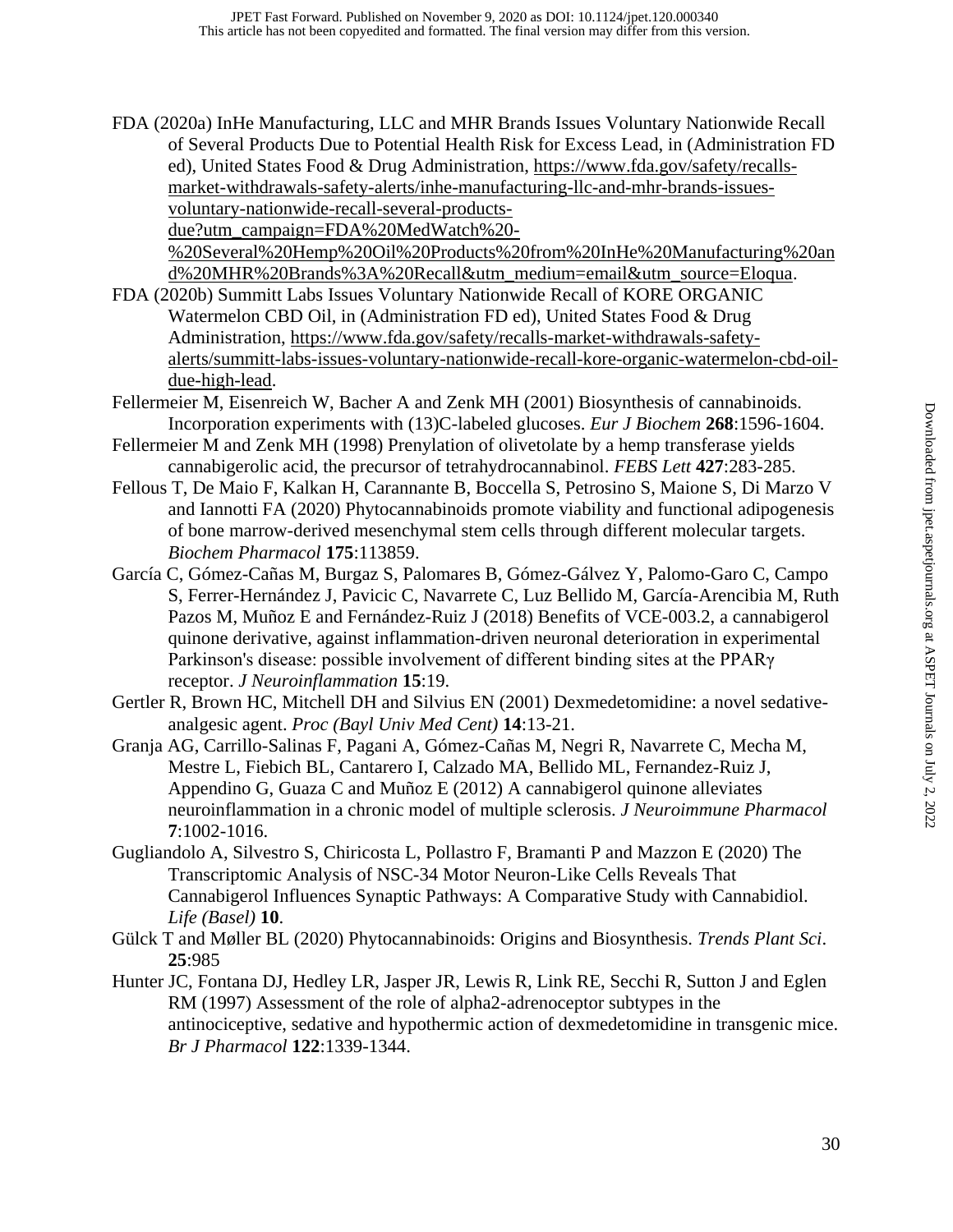FDA (2020a) InHe Manufacturing, LLC and MHR Brands Issues Voluntary Nationwide Recall of Several Products Due to Potential Health Risk for Excess Lead, in (Administration FD ed), United States Food & Drug Administration, https://www.fda.gov/safety/recalls-market-withdrawals-safety-alerts/inhe-manufacturing-llc-and-mhr-brands-issues-voluntary-nationwide-recall-several-products-due?utm_campaign=FDA%20MedWatch%20-%20Several%20Hemp%20Oil%20Products%20from%20InHe%20Manufacturing%20and%20MHR%20Brands%3A%20Recall&utm_medium=email&utm_source=Eloqua.

FDA (2020b) Summitt Labs Issues Voluntary Nationwide Recall of KORE ORGANIC Watermelon CBD Oil, in (Administration FD ed), United States Food & Drug Administration, https://www.fda.gov/safety/recalls-market-withdrawals-safety-alerts/summitt-labs-issues-voluntary-nationwide-recall-kore-organic-watermelon-cbd-oil-due-high-lead.

Fellermeier M, Eisenreich W, Bacher A and Zenk MH (2001) Biosynthesis of cannabinoids. Incorporation experiments with (13)C-labeled glucoses. *Eur J Biochem* **268**:1596-1604.

Fellermeier M and Zenk MH (1998) Prenylation of olivetolate by a hemp transferase yields cannabigerolic acid, the precursor of tetrahydrocannabinol. *FEBS Lett* **427**:283-285.

Fellous T, De Maio F, Kalkan H, Carannante B, Boccella S, Petrosino S, Maione S, Di Marzo V and Iannotti FA (2020) Phytocannabinoids promote viability and functional adipogenesis of bone marrow-derived mesenchymal stem cells through different molecular targets. *Biochem Pharmacol* **175**:113859.

García C, Gómez-Cañas M, Burgaz S, Palomares B, Gómez-Gálvez Y, Palomo-Garo C, Campo S, Ferrer-Hernández J, Pavicic C, Navarrete C, Luz Bellido M, García-Arencibia M, Ruth Pazos M, Muñoz E and Fernández-Ruiz J (2018) Benefits of VCE-003.2, a cannabigerol quinone derivative, against inflammation-driven neuronal deterioration in experimental Parkinson's disease: possible involvement of different binding sites at the PPARγ receptor. *J Neuroinflammation* **15**:19.

Gertler R, Brown HC, Mitchell DH and Silvius EN (2001) Dexmedetomidine: a novel sedative-analgesic agent. *Proc (Bayl Univ Med Cent)* **14**:13-21.

Granja AG, Carrillo-Salinas F, Pagani A, Gómez-Cañas M, Negri R, Navarrete C, Mecha M, Mestre L, Fiebich BL, Cantarero I, Calzado MA, Bellido ML, Fernandez-Ruiz J, Appendino G, Guaza C and Muñoz E (2012) A cannabigerol quinone alleviates neuroinflammation in a chronic model of multiple sclerosis. *J Neuroimmune Pharmacol* **7**:1002-1016.

Gugliandolo A, Silvestro S, Chiricosta L, Pollastro F, Bramanti P and Mazzon E (2020) The Transcriptomic Analysis of NSC-34 Motor Neuron-Like Cells Reveals That Cannabigerol Influences Synaptic Pathways: A Comparative Study with Cannabidiol. *Life (Basel)* **10**.

Gülck T and Møller BL (2020) Phytocannabinoids: Origins and Biosynthesis. *Trends Plant Sci*. **25**:985

Hunter JC, Fontana DJ, Hedley LR, Jasper JR, Lewis R, Link RE, Secchi R, Sutton J and Eglen RM (1997) Assessment of the role of alpha2-adrenoceptor subtypes in the antinociceptive, sedative and hypothermic action of dexmedetomidine in transgenic mice. *Br J Pharmacol* **122**:1339-1344.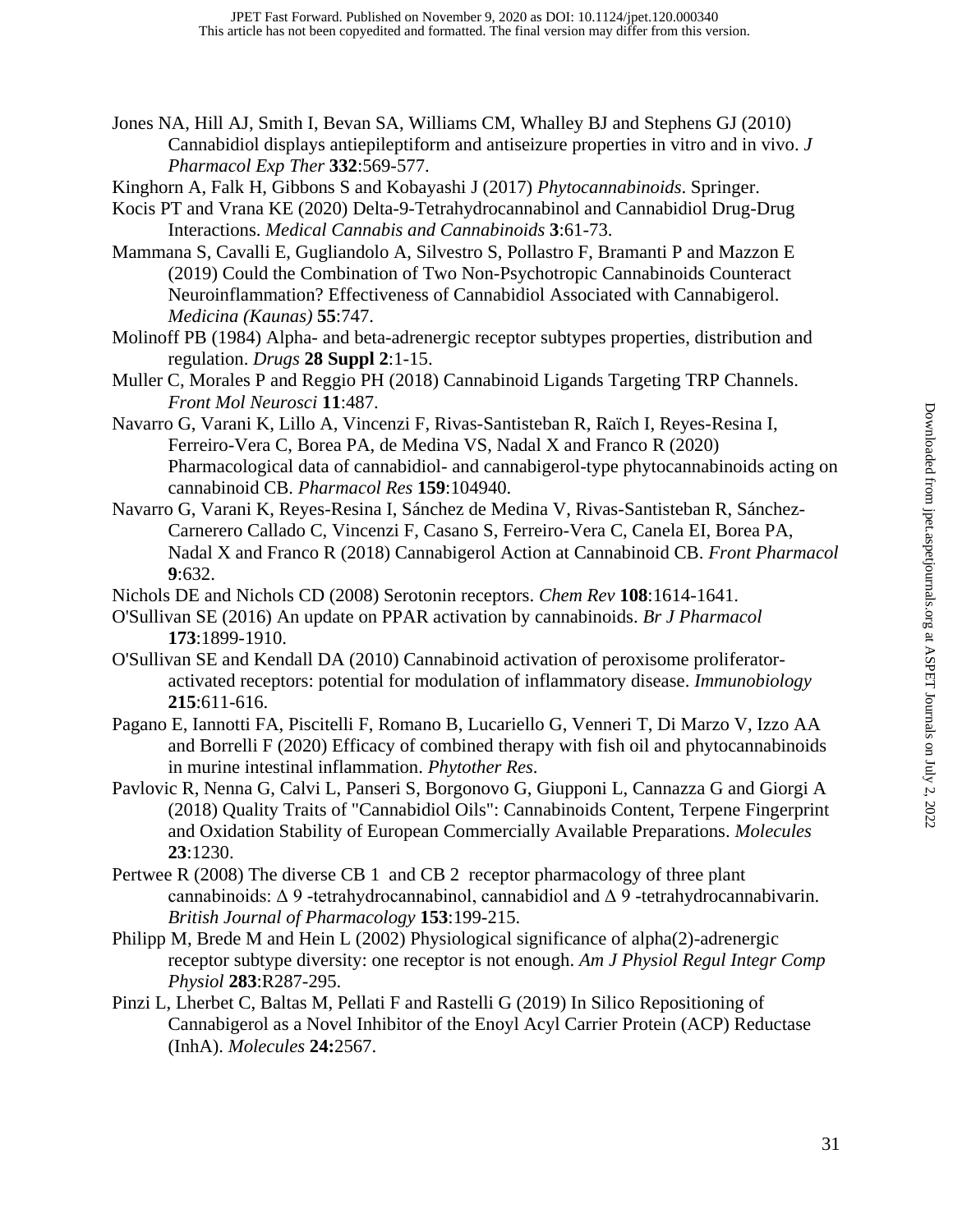Jones NA, Hill AJ, Smith I, Bevan SA, Williams CM, Whalley BJ and Stephens GJ (2010) Cannabidiol displays antiepileptiform and antiseizure properties in vitro and in vivo. *J Pharmacol Exp Ther* **332**:569-577.

Kinghorn A, Falk H, Gibbons S and Kobayashi J (2017) *Phytocannabinoids*. Springer.

Kocis PT and Vrana KE (2020) Delta-9-Tetrahydrocannabinol and Cannabidiol Drug-Drug Interactions. *Medical Cannabis and Cannabinoids* **3**:61-73.

Mammana S, Cavalli E, Gugliandolo A, Silvestro S, Pollastro F, Bramanti P and Mazzon E (2019) Could the Combination of Two Non-Psychotropic Cannabinoids Counteract Neuroinflammation? Effectiveness of Cannabidiol Associated with Cannabigerol. *Medicina (Kaunas)* **55**:747.

Molinoff PB (1984) Alpha- and beta-adrenergic receptor subtypes properties, distribution and regulation. *Drugs* **28 Suppl 2**:1-15.

Muller C, Morales P and Reggio PH (2018) Cannabinoid Ligands Targeting TRP Channels. *Front Mol Neurosci* **11**:487.

Navarro G, Varani K, Lillo A, Vincenzi F, Rivas-Santisteban R, Raïch I, Reyes-Resina I, Ferreiro-Vera C, Borea PA, de Medina VS, Nadal X and Franco R (2020) Pharmacological data of cannabidiol- and cannabigerol-type phytocannabinoids acting on cannabinoid CB. *Pharmacol Res* **159**:104940.

Navarro G, Varani K, Reyes-Resina I, Sánchez de Medina V, Rivas-Santisteban R, Sánchez-Carnerero Callado C, Vincenzi F, Casano S, Ferreiro-Vera C, Canela EI, Borea PA, Nadal X and Franco R (2018) Cannabigerol Action at Cannabinoid CB. *Front Pharmacol* **9**:632.

Nichols DE and Nichols CD (2008) Serotonin receptors. *Chem Rev* **108**:1614-1641.

O'Sullivan SE (2016) An update on PPAR activation by cannabinoids. *Br J Pharmacol* **173**:1899-1910.

O'Sullivan SE and Kendall DA (2010) Cannabinoid activation of peroxisome proliferator-activated receptors: potential for modulation of inflammatory disease. *Immunobiology* **215**:611-616.

Pagano E, Iannotti FA, Piscitelli F, Romano B, Lucariello G, Venneri T, Di Marzo V, Izzo AA and Borrelli F (2020) Efficacy of combined therapy with fish oil and phytocannabinoids in murine intestinal inflammation. *Phytother Res*.

Pavlovic R, Nenna G, Calvi L, Panseri S, Borgonovo G, Giupponi L, Cannazza G and Giorgi A (2018) Quality Traits of "Cannabidiol Oils": Cannabinoids Content, Terpene Fingerprint and Oxidation Stability of European Commercially Available Preparations. *Molecules* **23**:1230.

Pertwee R (2008) The diverse CB 1 and CB 2 receptor pharmacology of three plant cannabinoids: Δ 9 -tetrahydrocannabinol, cannabidiol and Δ 9 -tetrahydrocannabivarin. *British Journal of Pharmacology* **153**:199-215.

Philipp M, Brede M and Hein L (2002) Physiological significance of alpha(2)-adrenergic receptor subtype diversity: one receptor is not enough. *Am J Physiol Regul Integr Comp Physiol* **283**:R287-295.

Pinzi L, Lherbet C, Baltas M, Pellati F and Rastelli G (2019) In Silico Repositioning of Cannabigerol as a Novel Inhibitor of the Enoyl Acyl Carrier Protein (ACP) Reductase (InhA). *Molecules* **24:**2567.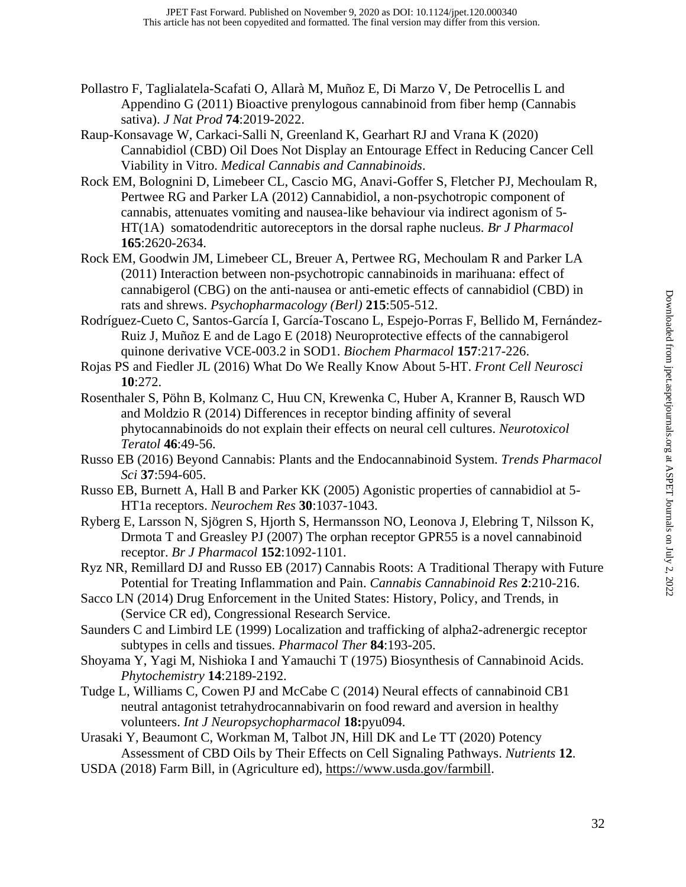Pollastro F, Taglialatela-Scafati O, Allarà M, Muñoz E, Di Marzo V, De Petrocellis L and Appendino G (2011) Bioactive prenylogous cannabinoid from fiber hemp (Cannabis sativa). *J Nat Prod* **74**:2019-2022.

Raup-Konsavage W, Carkaci-Salli N, Greenland K, Gearhart RJ and Vrana K (2020) Cannabidiol (CBD) Oil Does Not Display an Entourage Effect in Reducing Cancer Cell Viability in Vitro. *Medical Cannabis and Cannabinoids*.

Rock EM, Bolognini D, Limebeer CL, Cascio MG, Anavi-Goffer S, Fletcher PJ, Mechoulam R, Pertwee RG and Parker LA (2012) Cannabidiol, a non-psychotropic component of cannabis, attenuates vomiting and nausea-like behaviour via indirect agonism of 5-HT(1A) somatodendritic autoreceptors in the dorsal raphe nucleus. *Br J Pharmacol* **165**:2620-2634.

Rock EM, Goodwin JM, Limebeer CL, Breuer A, Pertwee RG, Mechoulam R and Parker LA (2011) Interaction between non-psychotropic cannabinoids in marihuana: effect of cannabigerol (CBG) on the anti-nausea or anti-emetic effects of cannabidiol (CBD) in rats and shrews. *Psychopharmacology (Berl)* **215**:505-512.

Rodríguez-Cueto C, Santos-García I, García-Toscano L, Espejo-Porras F, Bellido M, Fernández-Ruiz J, Muñoz E and de Lago E (2018) Neuroprotective effects of the cannabigerol quinone derivative VCE-003.2 in SOD1. *Biochem Pharmacol* **157**:217-226.

Rojas PS and Fiedler JL (2016) What Do We Really Know About 5-HT. *Front Cell Neurosci* **10**:272.

Rosenthaler S, Pöhn B, Kolmanz C, Huu CN, Krewenka C, Huber A, Kranner B, Rausch WD and Moldzio R (2014) Differences in receptor binding affinity of several phytocannabinoids do not explain their effects on neural cell cultures. *Neurotoxicol Teratol* **46**:49-56.

Russo EB (2016) Beyond Cannabis: Plants and the Endocannabinoid System. *Trends Pharmacol Sci* **37**:594-605.

Russo EB, Burnett A, Hall B and Parker KK (2005) Agonistic properties of cannabidiol at 5-HT1a receptors. *Neurochem Res* **30**:1037-1043.

Ryberg E, Larsson N, Sjögren S, Hjorth S, Hermansson NO, Leonova J, Elebring T, Nilsson K, Drmota T and Greasley PJ (2007) The orphan receptor GPR55 is a novel cannabinoid receptor. *Br J Pharmacol* **152**:1092-1101.

Ryz NR, Remillard DJ and Russo EB (2017) Cannabis Roots: A Traditional Therapy with Future Potential for Treating Inflammation and Pain. *Cannabis Cannabinoid Res* **2**:210-216.

Sacco LN (2014) Drug Enforcement in the United States: History, Policy, and Trends, in (Service CR ed), Congressional Research Service.

Saunders C and Limbird LE (1999) Localization and trafficking of alpha2-adrenergic receptor subtypes in cells and tissues. *Pharmacol Ther* **84**:193-205.

Shoyama Y, Yagi M, Nishioka I and Yamauchi T (1975) Biosynthesis of Cannabinoid Acids. *Phytochemistry* **14**:2189-2192.

Tudge L, Williams C, Cowen PJ and McCabe C (2014) Neural effects of cannabinoid CB1 neutral antagonist tetrahydrocannabivarin on food reward and aversion in healthy volunteers. *Int J Neuropsychopharmacol* **18:**pyu094.

Urasaki Y, Beaumont C, Workman M, Talbot JN, Hill DK and Le TT (2020) Potency Assessment of CBD Oils by Their Effects on Cell Signaling Pathways. *Nutrients* **12**.

USDA (2018) Farm Bill, in (Agriculture ed), https://www.usda.gov/farmbill.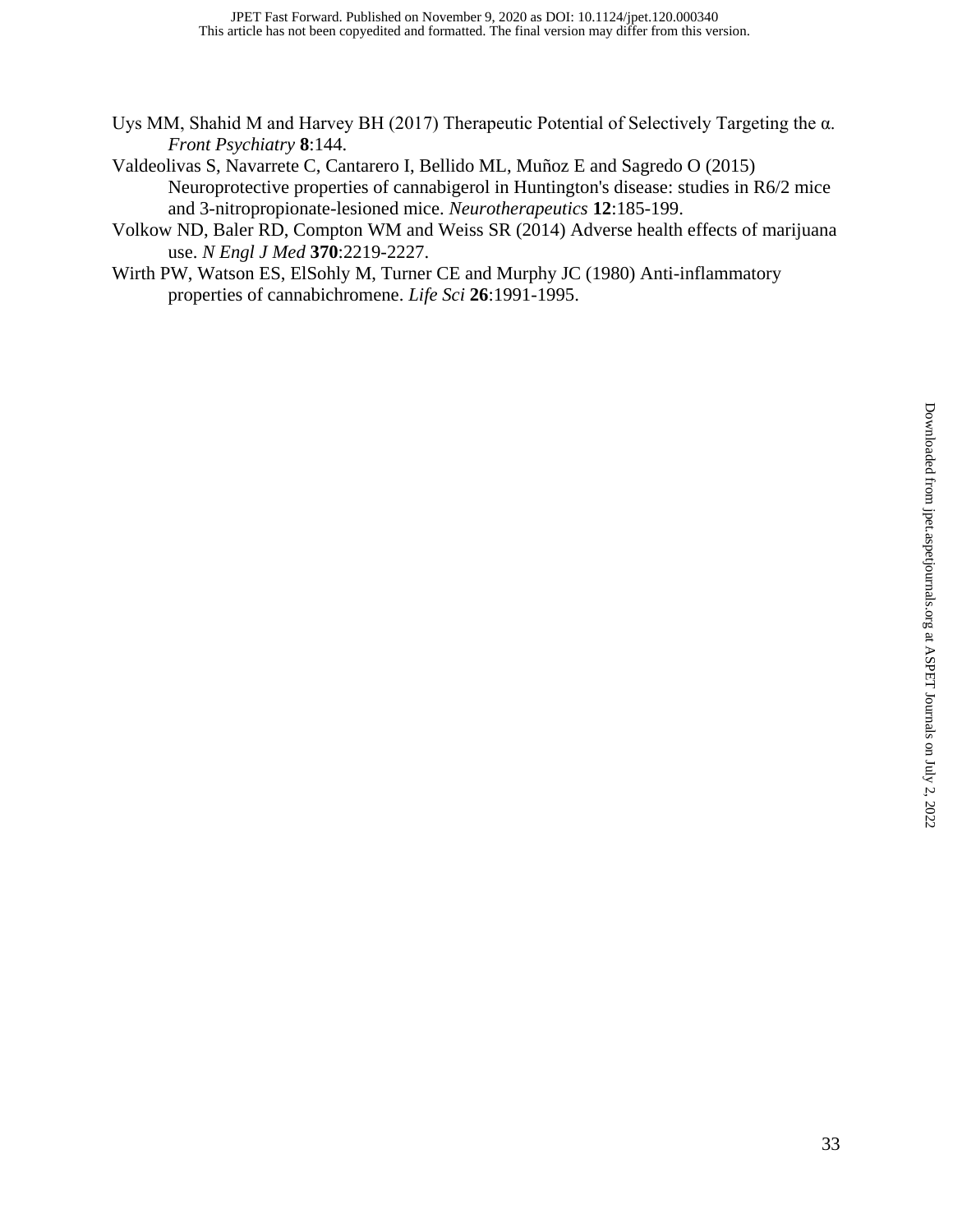Uys MM, Shahid M and Harvey BH (2017) Therapeutic Potential of Selectively Targeting the α. *Front Psychiatry* **8**:144.

Valdeolivas S, Navarrete C, Cantarero I, Bellido ML, Muñoz E and Sagredo O (2015) Neuroprotective properties of cannabigerol in Huntington's disease: studies in R6/2 mice and 3-nitropropionate-lesioned mice. *Neurotherapeutics* **12**:185-199.

Volkow ND, Baler RD, Compton WM and Weiss SR (2014) Adverse health effects of marijuana use. *N Engl J Med* **370**:2219-2227.

Wirth PW, Watson ES, ElSohly M, Turner CE and Murphy JC (1980) Anti-inflammatory properties of cannabichromene. *Life Sci* **26**:1991-1995.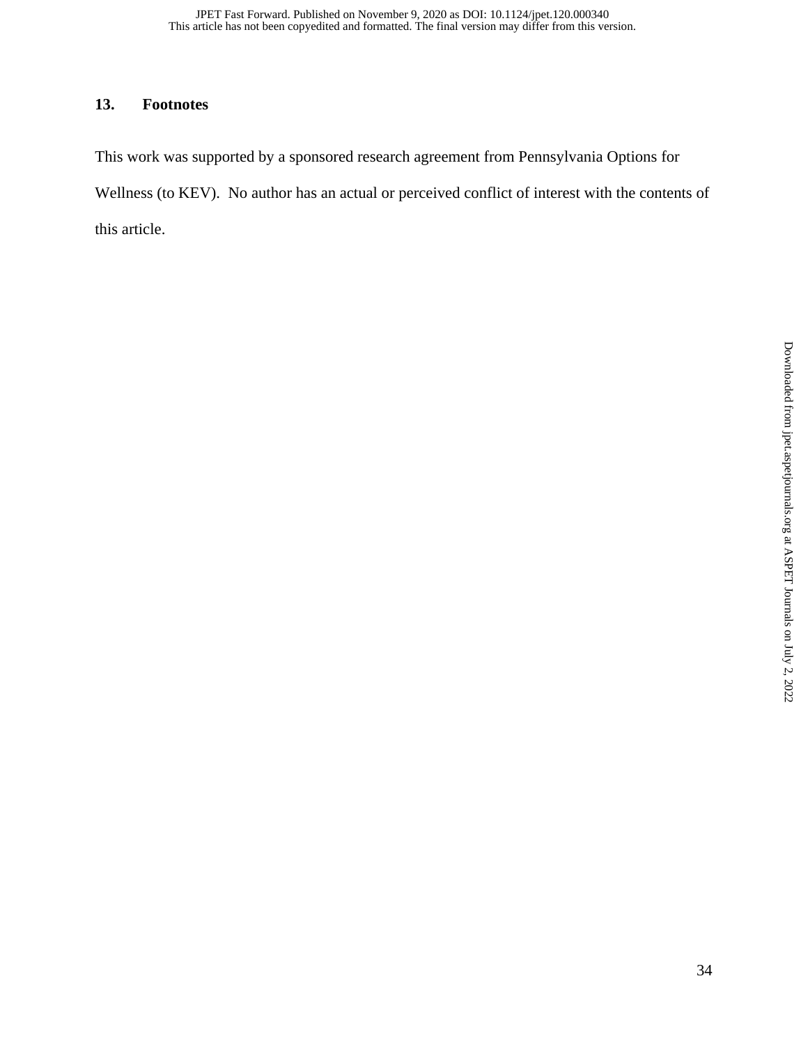## 13. Footnotes

This work was supported by a sponsored research agreement from Pennsylvania Options for Wellness (to KEV). No author has an actual or perceived conflict of interest with the contents of this article.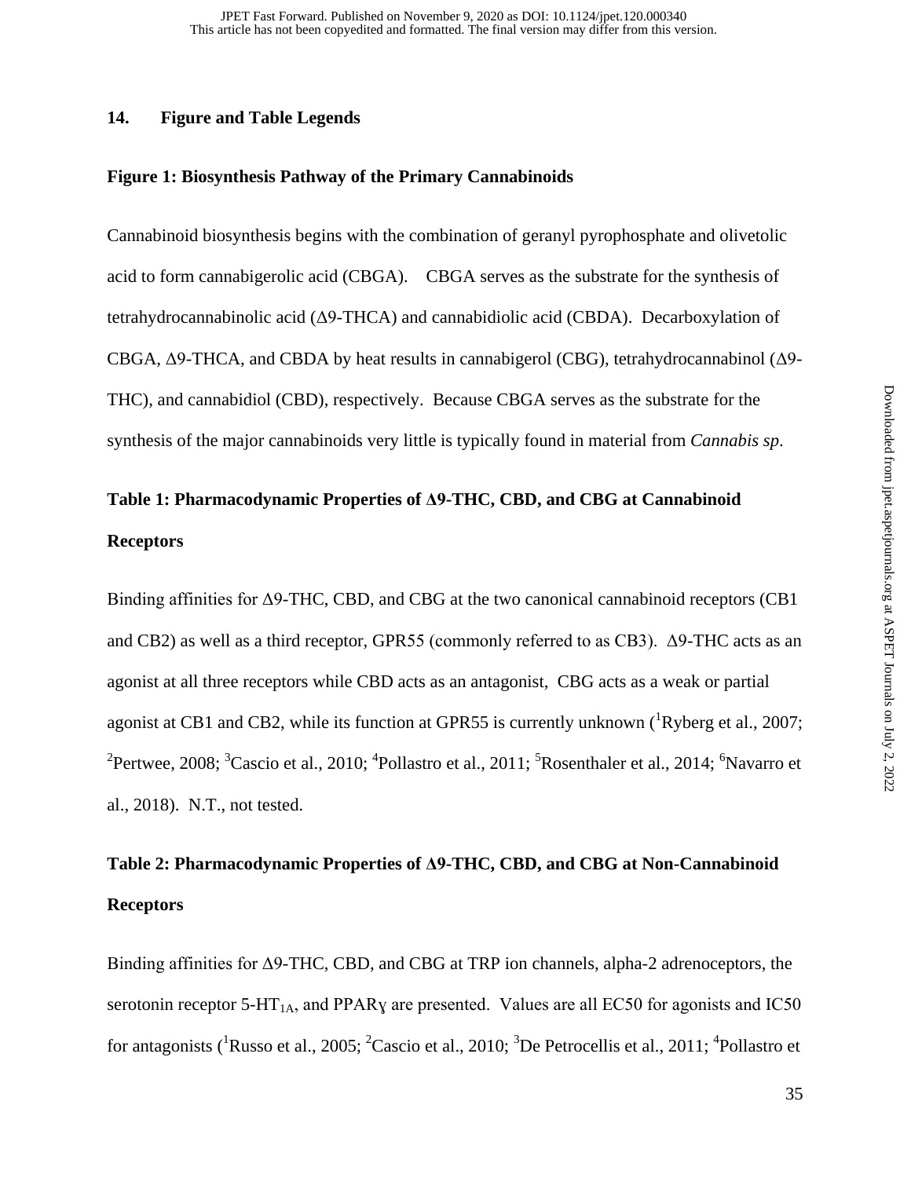## 14. Figure and Table Legends

### Figure 1: Biosynthesis Pathway of the Primary Cannabinoids

Cannabinoid biosynthesis begins with the combination of geranyl pyrophosphate and olivetolic acid to form cannabigerolic acid (CBGA). CBGA serves as the substrate for the synthesis of tetrahydrocannabinolic acid (Δ9-THCA) and cannabidiolic acid (CBDA). Decarboxylation of CBGA, Δ9-THCA, and CBDA by heat results in cannabigerol (CBG), tetrahydrocannabinol (Δ9-THC), and cannabidiol (CBD), respectively. Because CBGA serves as the substrate for the synthesis of the major cannabinoids very little is typically found in material from *Cannabis sp*.

### Table 1: Pharmacodynamic Properties of Δ9-THC, CBD, and CBG at Cannabinoid Receptors

Binding affinities for Δ9-THC, CBD, and CBG at the two canonical cannabinoid receptors (CB1 and CB2) as well as a third receptor, GPR55 (commonly referred to as CB3). Δ9-THC acts as an agonist at all three receptors while CBD acts as an antagonist, CBG acts as a weak or partial agonist at CB1 and CB2, while its function at GPR55 is currently unknown ([1]Ryberg et al., 2007; [2]Pertwee, 2008; [3]Cascio et al., 2010; [4]Pollastro et al., 2011; [5]Rosenthaler et al., 2014; [6]Navarro et al., 2018). N.T., not tested.

### Table 2: Pharmacodynamic Properties of Δ9-THC, CBD, and CBG at Non-Cannabinoid Receptors

Binding affinities for Δ9-THC, CBD, and CBG at TRP ion channels, alpha-2 adrenoceptors, the serotonin receptor 5-$HT_{1A}$, and PPARɣ are presented. Values are all EC50 for agonists and IC50 for antagonists ([1]Russo et al., 2005; [2]Cascio et al., 2010; [3]De Petrocellis et al., 2011; [4]Pollastro et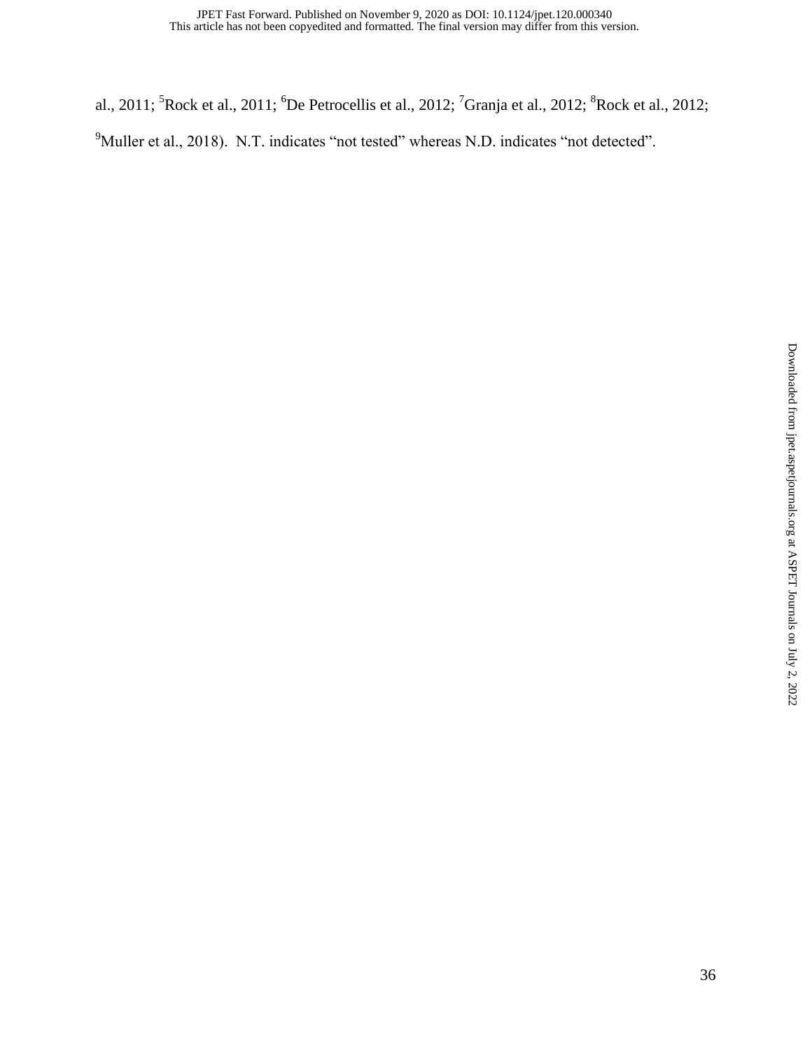al., 2011; [5]Rock et al., 2011; [6]De Petrocellis et al., 2012; [7]Granja et al., 2012; [8]Rock et al., 2012; [9]Muller et al., 2018). N.T. indicates "not tested" whereas N.D. indicates "not detected".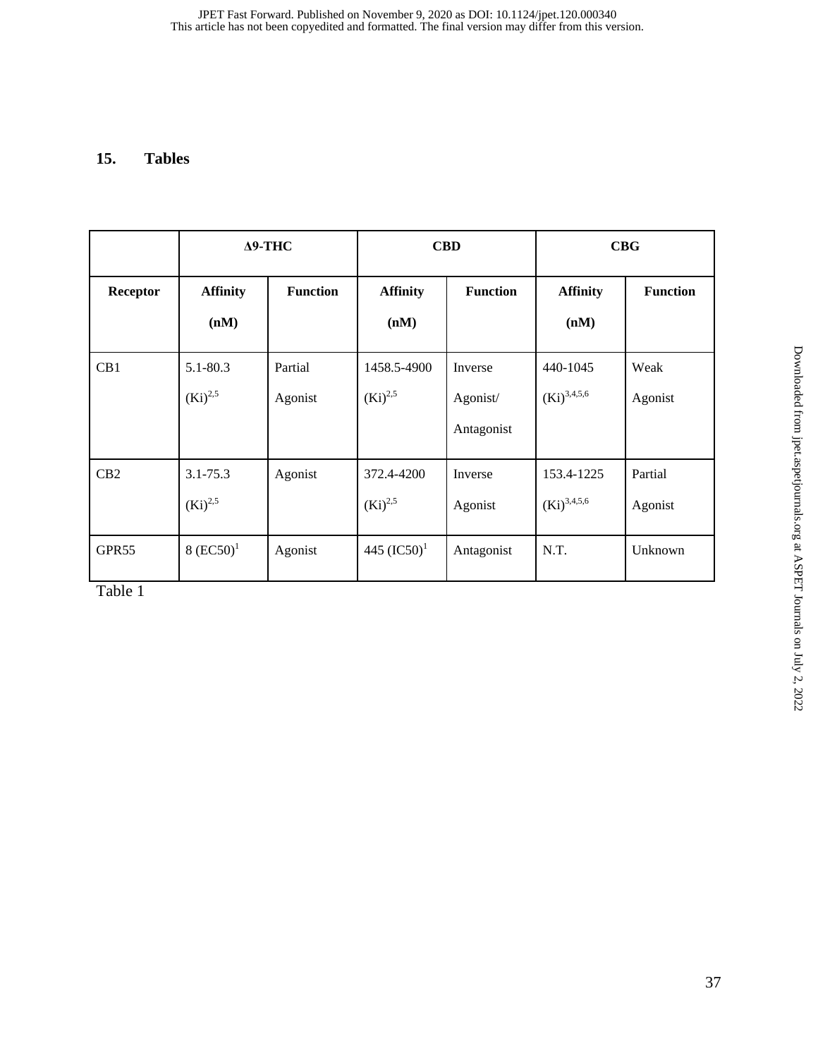## 15. Tables

| | Δ9-THC | | CBD | | CBG | |
|---|---|---|---|---|---|---|
| **Receptor** | **Affinity (nM)** | **Function** | **Affinity (nM)** | **Function** | **Affinity (nM)** | **Function** |
| CB1 | 5.1-80.3 (Ki)[2,5] | Partial Agonist | 1458.5-4900 (Ki)[2,5] | Inverse Agonist/ Antagonist | 440-1045 (Ki)[3,4,5,6] | Weak Agonist |
| CB2 | 3.1-75.3 (Ki)[2,5] | Agonist | 372.4-4200 (Ki)[2,5] | Inverse Agonist | 153.4-1225 (Ki)[3,4,5,6] | Partial Agonist |
| GPR55 | 8 (EC50)[1] | Agonist | 445 (IC50)[1] | Antagonist | N.T. | Unknown |

Table 1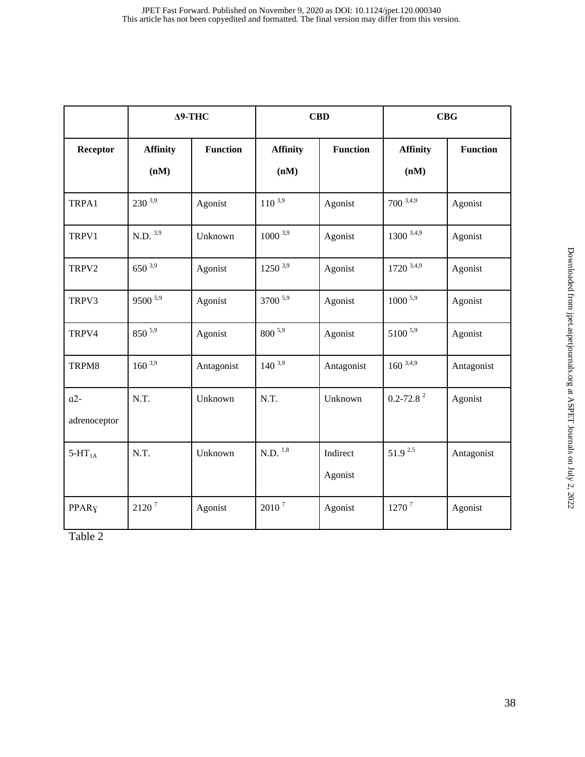| | Δ9-THC | | CBD | | CBG | |
|---|---|---|---|---|---|---|
| **Receptor** | **Affinity (nM)** | **Function** | **Affinity (nM)** | **Function** | **Affinity (nM)** | **Function** |
| TRPA1 | 230 [3,9] | Agonist | 110 [3,9] | Agonist | 700 [3,4,9] | Agonist |
| TRPV1 | N.D. [3,9] | Unknown | 1000 [3,9] | Agonist | 1300 [3,4,9] | Agonist |
| TRPV2 | 650 [3,9] | Agonist | 1250 [3,9] | Agonist | 1720 [3,4,9] | Agonist |
| TRPV3 | 9500 [5,9] | Agonist | 3700 [5,9] | Agonist | 1000 [5,9] | Agonist |
| TRPV4 | 850 [5,9] | Agonist | 800 [5,9] | Agonist | 5100 [5,9] | Agonist |
| TRPM8 | 160 [3,9] | Antagonist | 140 [3,9] | Antagonist | 160 [3,4,9] | Antagonist |
| α2-adrenoceptor | N.T. | Unknown | N.T. | Unknown | 0.2-72.8 [2] | Agonist |
| 5-$HT_{1A}$ | N.T. | Unknown | N.D. [1,8] | Indirect Agonist | 51.9 [2,5] | Antagonist |
| PPARɣ | 2120 [7] | Agonist | 2010 [7] | Agonist | 1270 [7] | Agonist |

Table 2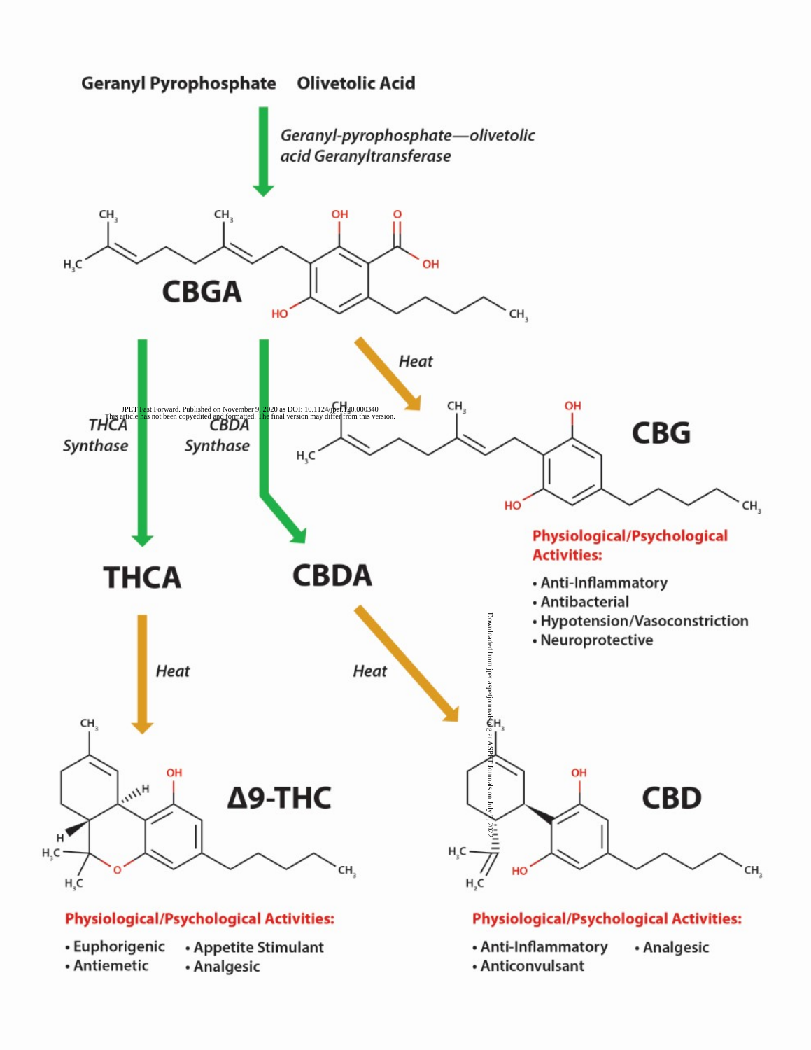Geranyl Pyrophosphate Olivetolic Acid

*Geranyl-pyrophosphate—olivetolic acid Geranyltransferase*

**CBGA**

*THCA Synthase*

*CBDA Synthase*

*Heat*

**CBG**

**Physiological/Psychological Activities:**

- Anti-Inflammatory
- Antibacterial
- Hypotension/Vasoconstriction
- Neuroprotective

**THCA**

**CBDA**

*Heat*

*Heat*

**Δ9-THC**

**Physiological/Psychological Activities:**

- Euphorigenic
- Antiemetic
- Appetite Stimulant
- Analgesic

**CBD**

**Physiological/Psychological Activities:**

- Anti-Inflammatory
- Anticonvulsant
- Analgesic